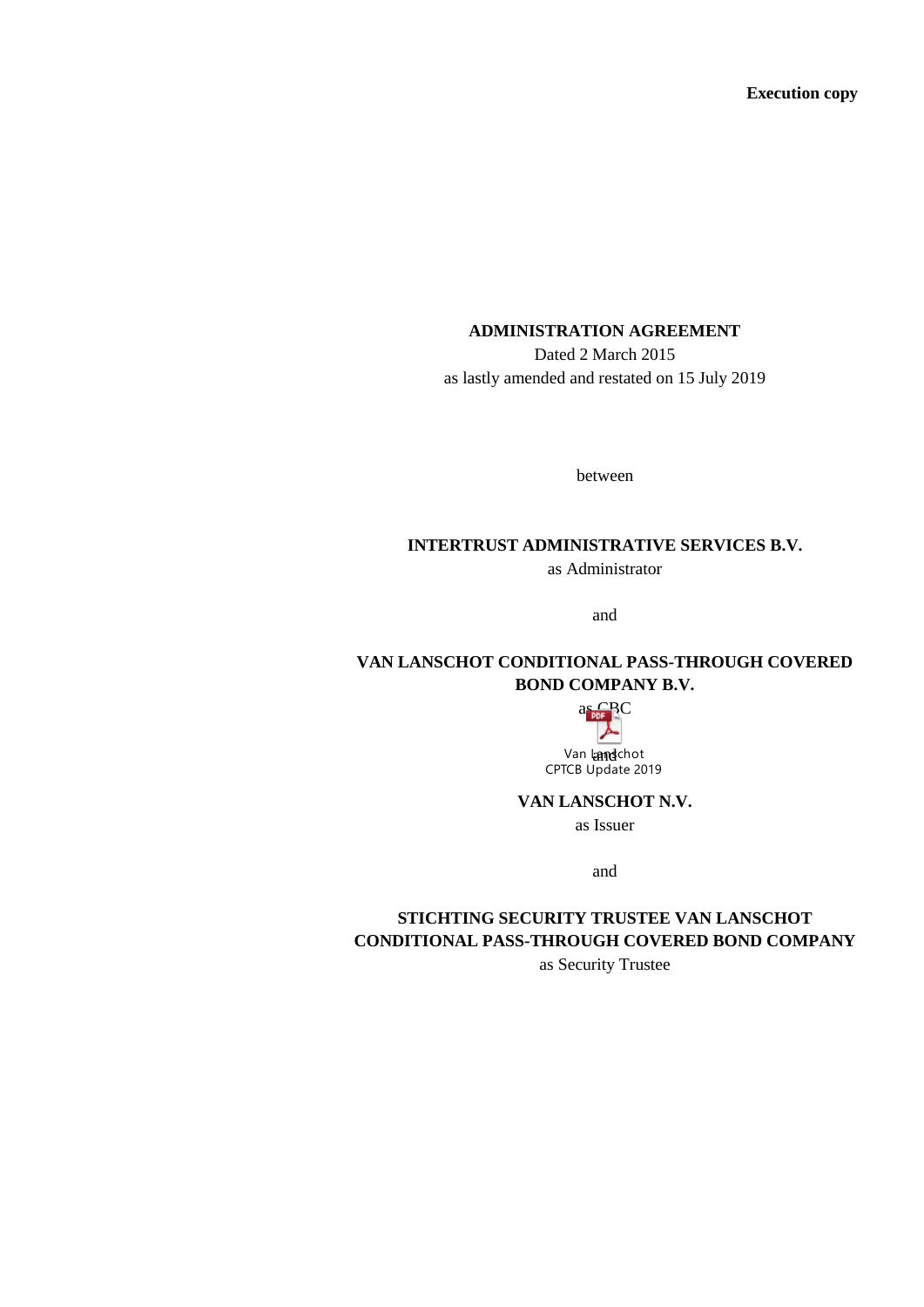**Execution copy**

**ADMINISTRATION AGREEMENT**

Dated 2 March 2015

as lastly amended and restated on 15 July 2019

between

**INTERTRUST ADMINISTRATIVE SERVICES B.V.**

as Administrator

and

**VAN LANSCHOT CONDITIONAL PASS-THROUGH COVERED BOND COMPANY B.V.**

as CBC

Van Lanschot CPTCB Update 2019

and

**VAN LANSCHOT N.V.**

as Issuer

and

**STICHTING SECURITY TRUSTEE VAN LANSCHOT CONDITIONAL PASS-THROUGH COVERED BOND COMPANY**

as Security Trustee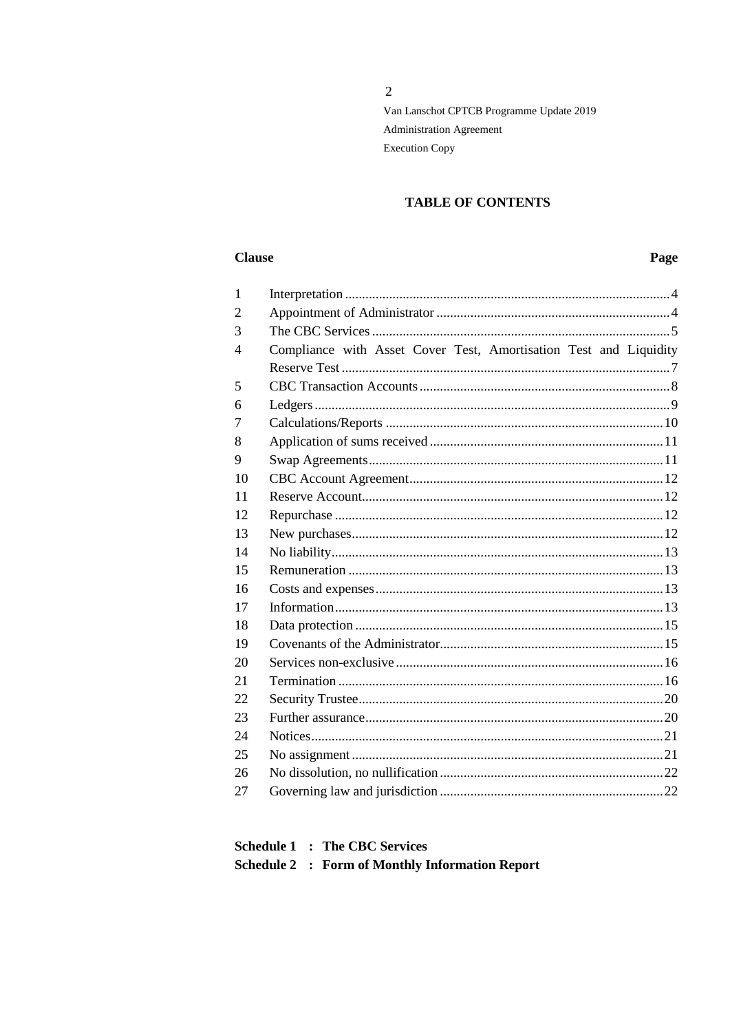## TABLE OF CONTENTS

| Clause | | Page |
|---|---|---|
| 1 | Interpretation | 4 |
| 2 | Appointment of Administrator | 4 |
| 3 | The CBC Services | 5 |
| 4 | Compliance with Asset Cover Test, Amortisation Test and Liquidity Reserve Test | 7 |
| 5 | CBC Transaction Accounts | 8 |
| 6 | Ledgers | 9 |
| 7 | Calculations/Reports | 10 |
| 8 | Application of sums received | 11 |
| 9 | Swap Agreements | 11 |
| 10 | CBC Account Agreement | 12 |
| 11 | Reserve Account | 12 |
| 12 | Repurchase | 12 |
| 13 | New purchases | 12 |
| 14 | No liability | 13 |
| 15 | Remuneration | 13 |
| 16 | Costs and expenses | 13 |
| 17 | Information | 13 |
| 18 | Data protection | 15 |
| 19 | Covenants of the Administrator | 15 |
| 20 | Services non-exclusive | 16 |
| 21 | Termination | 16 |
| 22 | Security Trustee | 20 |
| 23 | Further assurance | 20 |
| 24 | Notices | 21 |
| 25 | No assignment | 21 |
| 26 | No dissolution, no nullification | 22 |
| 27 | Governing law and jurisdiction | 22 |

**Schedule 1 : The CBC Services**

**Schedule 2 : Form of Monthly Information Report**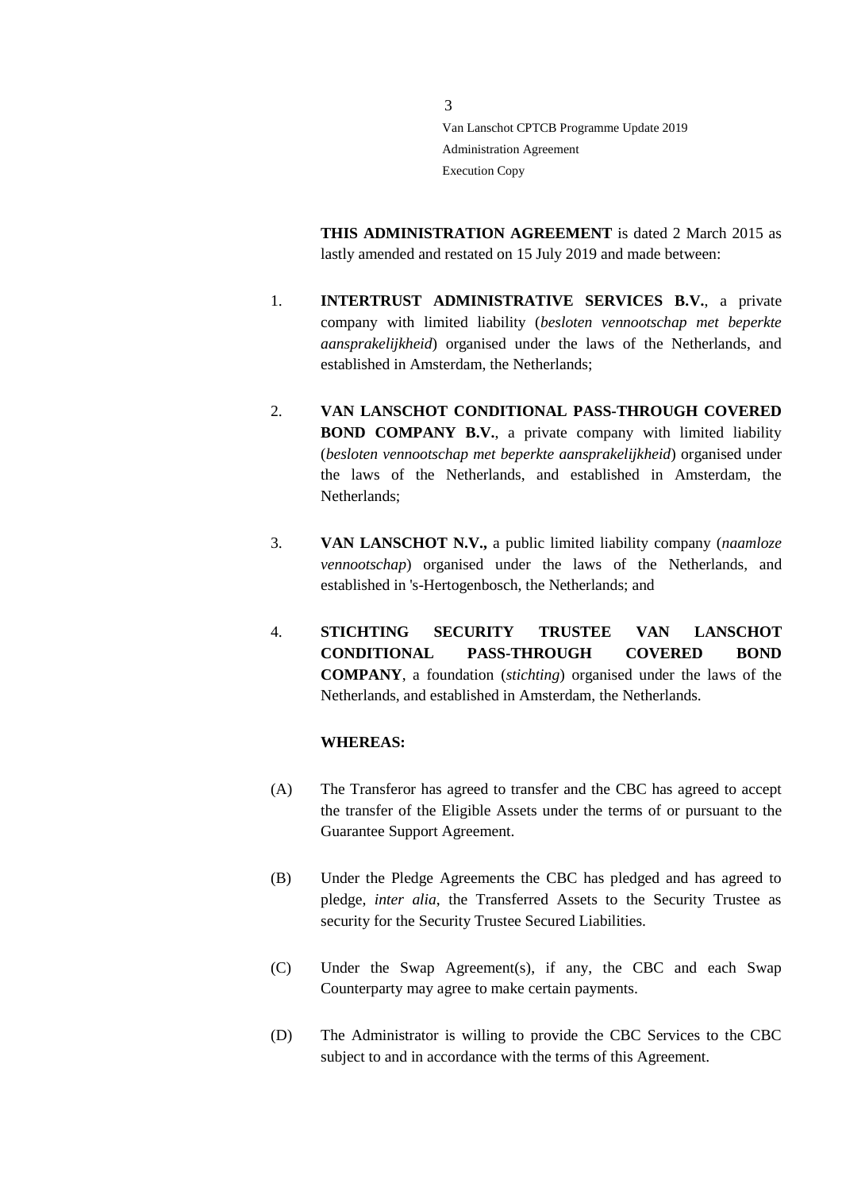**THIS ADMINISTRATION AGREEMENT** is dated 2 March 2015 as lastly amended and restated on 15 July 2019 and made between:

1. **INTERTRUST ADMINISTRATIVE SERVICES B.V.**, a private company with limited liability (*besloten vennootschap met beperkte aansprakelijkheid*) organised under the laws of the Netherlands, and established in Amsterdam, the Netherlands;

2. **VAN LANSCHOT CONDITIONAL PASS-THROUGH COVERED BOND COMPANY B.V.**, a private company with limited liability (*besloten vennootschap met beperkte aansprakelijkheid*) organised under the laws of the Netherlands, and established in Amsterdam, the Netherlands;

3. **VAN LANSCHOT N.V.,** a public limited liability company (*naamloze vennootschap*) organised under the laws of the Netherlands, and established in 's-Hertogenbosch, the Netherlands; and

4. **STICHTING SECURITY TRUSTEE VAN LANSCHOT CONDITIONAL PASS-THROUGH COVERED BOND COMPANY**, a foundation (*stichting*) organised under the laws of the Netherlands, and established in Amsterdam, the Netherlands.

**WHEREAS:**

(A) The Transferor has agreed to transfer and the CBC has agreed to accept the transfer of the Eligible Assets under the terms of or pursuant to the Guarantee Support Agreement.

(B) Under the Pledge Agreements the CBC has pledged and has agreed to pledge, *inter alia*, the Transferred Assets to the Security Trustee as security for the Security Trustee Secured Liabilities.

(C) Under the Swap Agreement(s), if any, the CBC and each Swap Counterparty may agree to make certain payments.

(D) The Administrator is willing to provide the CBC Services to the CBC subject to and in accordance with the terms of this Agreement.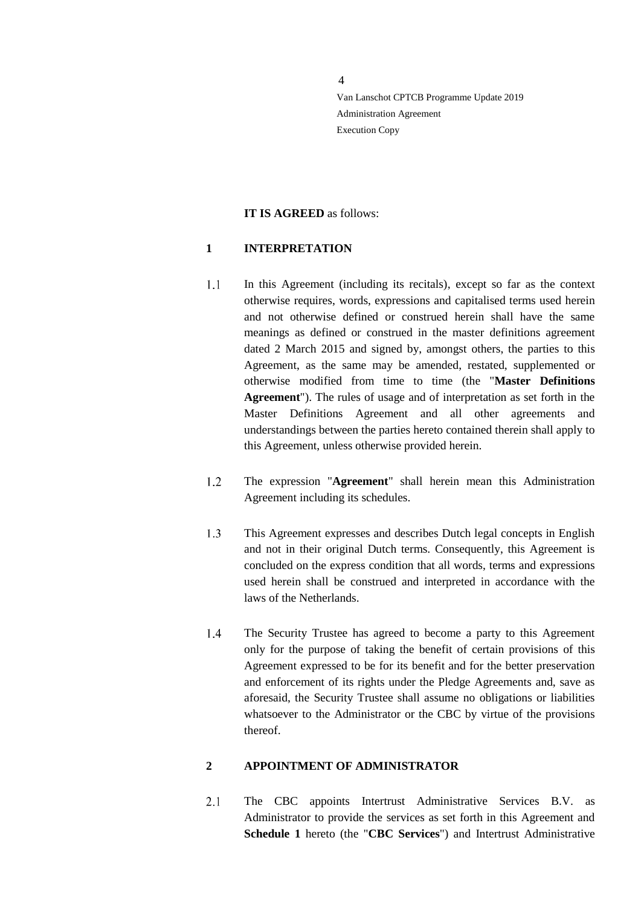**IT IS AGREED** as follows:

## 1 INTERPRETATION

1.1 In this Agreement (including its recitals), except so far as the context otherwise requires, words, expressions and capitalised terms used herein and not otherwise defined or construed herein shall have the same meanings as defined or construed in the master definitions agreement dated 2 March 2015 and signed by, amongst others, the parties to this Agreement, as the same may be amended, restated, supplemented or otherwise modified from time to time (the "**Master Definitions Agreement**"). The rules of usage and of interpretation as set forth in the Master Definitions Agreement and all other agreements and understandings between the parties hereto contained therein shall apply to this Agreement, unless otherwise provided herein.

1.2 The expression "**Agreement**" shall herein mean this Administration Agreement including its schedules.

1.3 This Agreement expresses and describes Dutch legal concepts in English and not in their original Dutch terms. Consequently, this Agreement is concluded on the express condition that all words, terms and expressions used herein shall be construed and interpreted in accordance with the laws of the Netherlands.

1.4 The Security Trustee has agreed to become a party to this Agreement only for the purpose of taking the benefit of certain provisions of this Agreement expressed to be for its benefit and for the better preservation and enforcement of its rights under the Pledge Agreements and, save as aforesaid, the Security Trustee shall assume no obligations or liabilities whatsoever to the Administrator or the CBC by virtue of the provisions thereof.

## 2 APPOINTMENT OF ADMINISTRATOR

2.1 The CBC appoints Intertrust Administrative Services B.V. as Administrator to provide the services as set forth in this Agreement and **Schedule 1** hereto (the "**CBC Services**") and Intertrust Administrative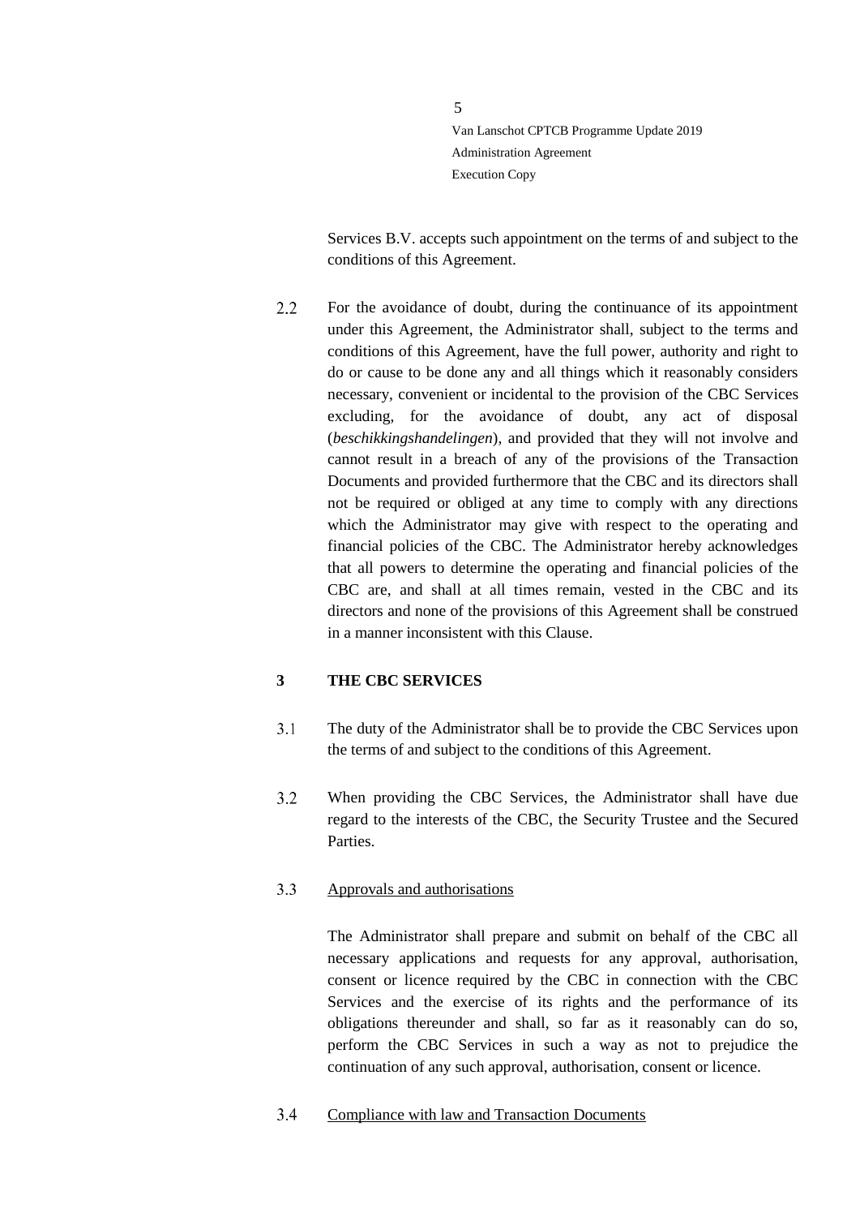Services B.V. accepts such appointment on the terms of and subject to the conditions of this Agreement.

2.2 For the avoidance of doubt, during the continuance of its appointment under this Agreement, the Administrator shall, subject to the terms and conditions of this Agreement, have the full power, authority and right to do or cause to be done any and all things which it reasonably considers necessary, convenient or incidental to the provision of the CBC Services excluding, for the avoidance of doubt, any act of disposal (*beschikkingshandelingen*), and provided that they will not involve and cannot result in a breach of any of the provisions of the Transaction Documents and provided furthermore that the CBC and its directors shall not be required or obliged at any time to comply with any directions which the Administrator may give with respect to the operating and financial policies of the CBC. The Administrator hereby acknowledges that all powers to determine the operating and financial policies of the CBC are, and shall at all times remain, vested in the CBC and its directors and none of the provisions of this Agreement shall be construed in a manner inconsistent with this Clause.

## 3 THE CBC SERVICES

3.1 The duty of the Administrator shall be to provide the CBC Services upon the terms of and subject to the conditions of this Agreement.

3.2 When providing the CBC Services, the Administrator shall have due regard to the interests of the CBC, the Security Trustee and the Secured Parties.

3.3 Approvals and authorisations

The Administrator shall prepare and submit on behalf of the CBC all necessary applications and requests for any approval, authorisation, consent or licence required by the CBC in connection with the CBC Services and the exercise of its rights and the performance of its obligations thereunder and shall, so far as it reasonably can do so, perform the CBC Services in such a way as not to prejudice the continuation of any such approval, authorisation, consent or licence.

3.4 Compliance with law and Transaction Documents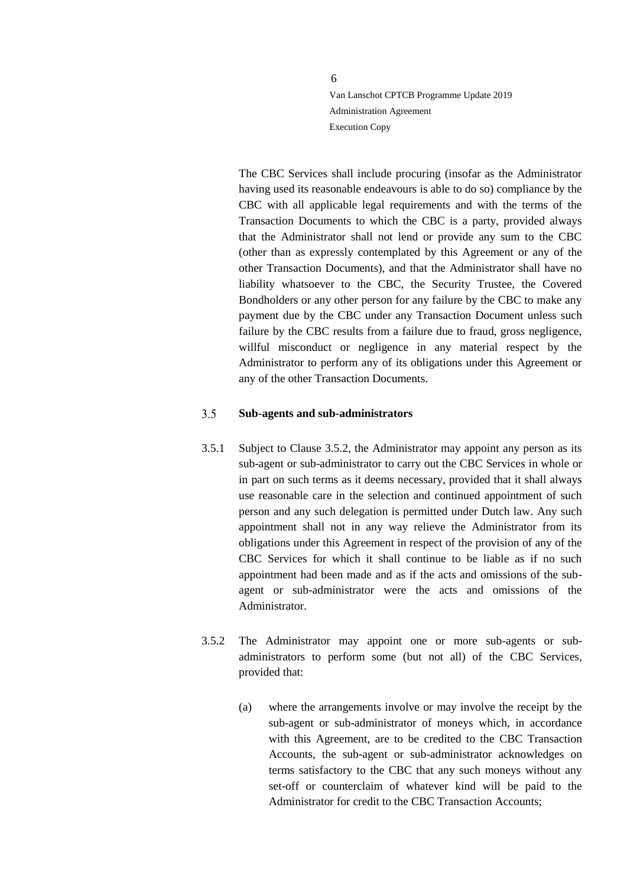The CBC Services shall include procuring (insofar as the Administrator having used its reasonable endeavours is able to do so) compliance by the CBC with all applicable legal requirements and with the terms of the Transaction Documents to which the CBC is a party, provided always that the Administrator shall not lend or provide any sum to the CBC (other than as expressly contemplated by this Agreement or any of the other Transaction Documents), and that the Administrator shall have no liability whatsoever to the CBC, the Security Trustee, the Covered Bondholders or any other person for any failure by the CBC to make any payment due by the CBC under any Transaction Document unless such failure by the CBC results from a failure due to fraud, gross negligence, willful misconduct or negligence in any material respect by the Administrator to perform any of its obligations under this Agreement or any of the other Transaction Documents.

### 3.5 Sub-agents and sub-administrators

3.5.1 Subject to Clause 3.5.2, the Administrator may appoint any person as its sub-agent or sub-administrator to carry out the CBC Services in whole or in part on such terms as it deems necessary, provided that it shall always use reasonable care in the selection and continued appointment of such person and any such delegation is permitted under Dutch law. Any such appointment shall not in any way relieve the Administrator from its obligations under this Agreement in respect of the provision of any of the CBC Services for which it shall continue to be liable as if no such appointment had been made and as if the acts and omissions of the sub-agent or sub-administrator were the acts and omissions of the Administrator.

3.5.2 The Administrator may appoint one or more sub-agents or sub-administrators to perform some (but not all) of the CBC Services, provided that:

(a) where the arrangements involve or may involve the receipt by the sub-agent or sub-administrator of moneys which, in accordance with this Agreement, are to be credited to the CBC Transaction Accounts, the sub-agent or sub-administrator acknowledges on terms satisfactory to the CBC that any such moneys without any set-off or counterclaim of whatever kind will be paid to the Administrator for credit to the CBC Transaction Accounts;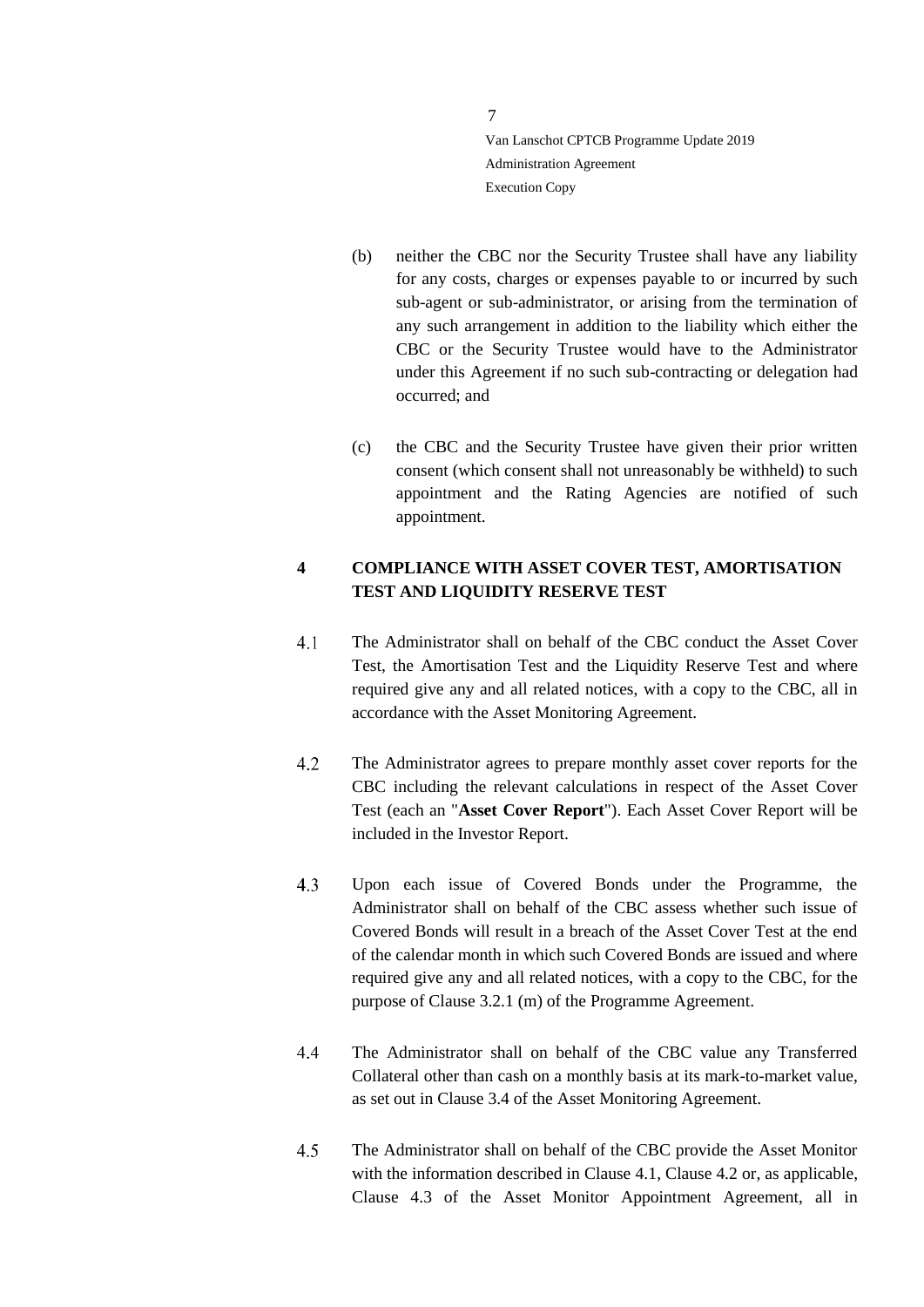(b) neither the CBC nor the Security Trustee shall have any liability for any costs, charges or expenses payable to or incurred by such sub-agent or sub-administrator, or arising from the termination of any such arrangement in addition to the liability which either the CBC or the Security Trustee would have to the Administrator under this Agreement if no such sub-contracting or delegation had occurred; and

(c) the CBC and the Security Trustee have given their prior written consent (which consent shall not unreasonably be withheld) to such appointment and the Rating Agencies are notified of such appointment.

## 4 COMPLIANCE WITH ASSET COVER TEST, AMORTISATION TEST AND LIQUIDITY RESERVE TEST

4.1 The Administrator shall on behalf of the CBC conduct the Asset Cover Test, the Amortisation Test and the Liquidity Reserve Test and where required give any and all related notices, with a copy to the CBC, all in accordance with the Asset Monitoring Agreement.

4.2 The Administrator agrees to prepare monthly asset cover reports for the CBC including the relevant calculations in respect of the Asset Cover Test (each an "**Asset Cover Report**"). Each Asset Cover Report will be included in the Investor Report.

4.3 Upon each issue of Covered Bonds under the Programme, the Administrator shall on behalf of the CBC assess whether such issue of Covered Bonds will result in a breach of the Asset Cover Test at the end of the calendar month in which such Covered Bonds are issued and where required give any and all related notices, with a copy to the CBC, for the purpose of Clause 3.2.1 (m) of the Programme Agreement.

4.4 The Administrator shall on behalf of the CBC value any Transferred Collateral other than cash on a monthly basis at its mark-to-market value, as set out in Clause 3.4 of the Asset Monitoring Agreement.

4.5 The Administrator shall on behalf of the CBC provide the Asset Monitor with the information described in Clause 4.1, Clause 4.2 or, as applicable, Clause 4.3 of the Asset Monitor Appointment Agreement, all in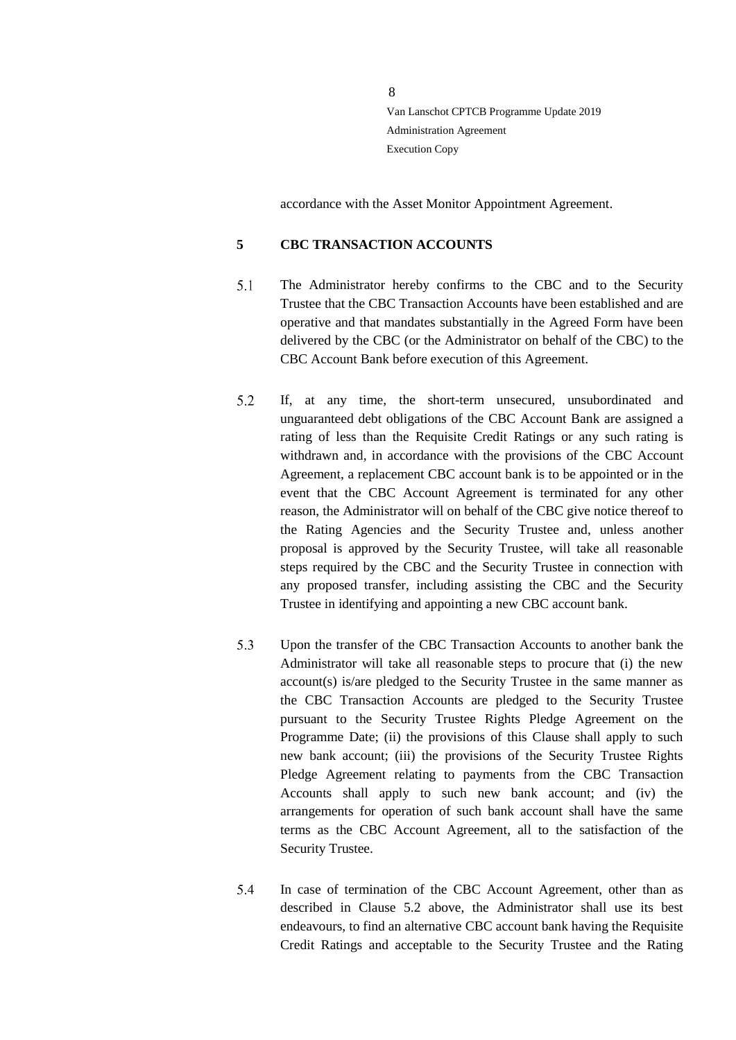accordance with the Asset Monitor Appointment Agreement.

## 5 CBC TRANSACTION ACCOUNTS

5.1 The Administrator hereby confirms to the CBC and to the Security Trustee that the CBC Transaction Accounts have been established and are operative and that mandates substantially in the Agreed Form have been delivered by the CBC (or the Administrator on behalf of the CBC) to the CBC Account Bank before execution of this Agreement.

5.2 If, at any time, the short-term unsecured, unsubordinated and unguaranteed debt obligations of the CBC Account Bank are assigned a rating of less than the Requisite Credit Ratings or any such rating is withdrawn and, in accordance with the provisions of the CBC Account Agreement, a replacement CBC account bank is to be appointed or in the event that the CBC Account Agreement is terminated for any other reason, the Administrator will on behalf of the CBC give notice thereof to the Rating Agencies and the Security Trustee and, unless another proposal is approved by the Security Trustee, will take all reasonable steps required by the CBC and the Security Trustee in connection with any proposed transfer, including assisting the CBC and the Security Trustee in identifying and appointing a new CBC account bank.

5.3 Upon the transfer of the CBC Transaction Accounts to another bank the Administrator will take all reasonable steps to procure that (i) the new account(s) is/are pledged to the Security Trustee in the same manner as the CBC Transaction Accounts are pledged to the Security Trustee pursuant to the Security Trustee Rights Pledge Agreement on the Programme Date; (ii) the provisions of this Clause shall apply to such new bank account; (iii) the provisions of the Security Trustee Rights Pledge Agreement relating to payments from the CBC Transaction Accounts shall apply to such new bank account; and (iv) the arrangements for operation of such bank account shall have the same terms as the CBC Account Agreement, all to the satisfaction of the Security Trustee.

5.4 In case of termination of the CBC Account Agreement, other than as described in Clause 5.2 above, the Administrator shall use its best endeavours, to find an alternative CBC account bank having the Requisite Credit Ratings and acceptable to the Security Trustee and the Rating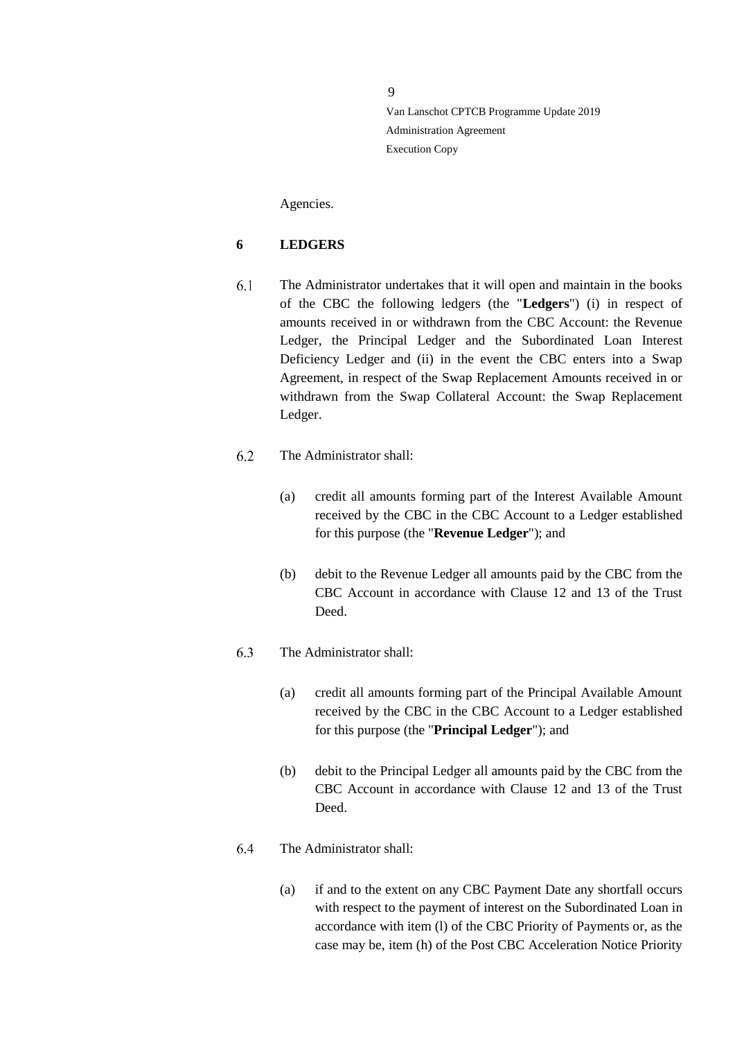Agencies.

## 6 LEDGERS

6.1 The Administrator undertakes that it will open and maintain in the books of the CBC the following ledgers (the "**Ledgers**") (i) in respect of amounts received in or withdrawn from the CBC Account: the Revenue Ledger, the Principal Ledger and the Subordinated Loan Interest Deficiency Ledger and (ii) in the event the CBC enters into a Swap Agreement, in respect of the Swap Replacement Amounts received in or withdrawn from the Swap Collateral Account: the Swap Replacement Ledger.

6.2 The Administrator shall:

(a) credit all amounts forming part of the Interest Available Amount received by the CBC in the CBC Account to a Ledger established for this purpose (the "**Revenue Ledger**"); and

(b) debit to the Revenue Ledger all amounts paid by the CBC from the CBC Account in accordance with Clause 12 and 13 of the Trust Deed.

6.3 The Administrator shall:

(a) credit all amounts forming part of the Principal Available Amount received by the CBC in the CBC Account to a Ledger established for this purpose (the "**Principal Ledger**"); and

(b) debit to the Principal Ledger all amounts paid by the CBC from the CBC Account in accordance with Clause 12 and 13 of the Trust Deed.

6.4 The Administrator shall:

(a) if and to the extent on any CBC Payment Date any shortfall occurs with respect to the payment of interest on the Subordinated Loan in accordance with item (l) of the CBC Priority of Payments or, as the case may be, item (h) of the Post CBC Acceleration Notice Priority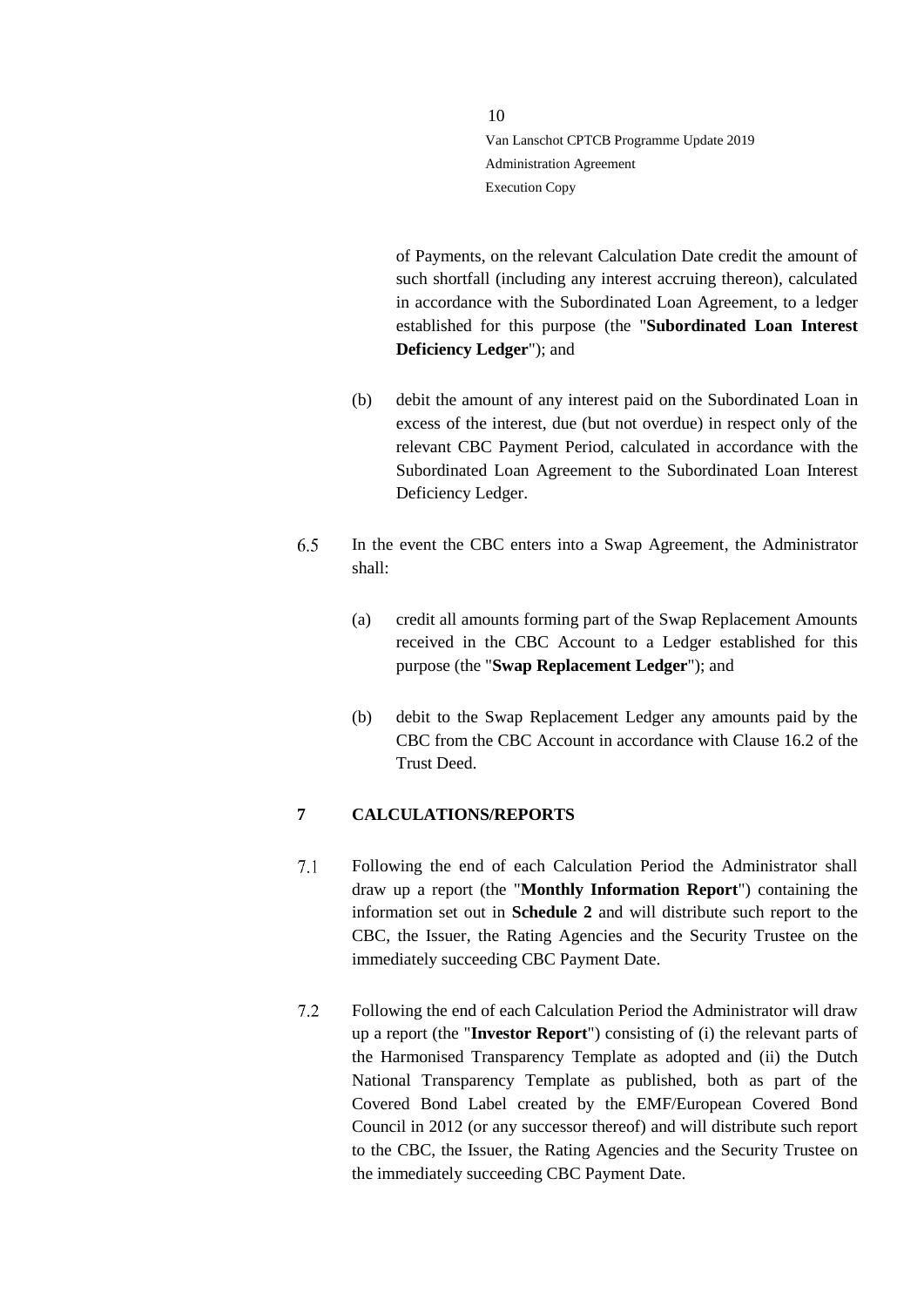of Payments, on the relevant Calculation Date credit the amount of such shortfall (including any interest accruing thereon), calculated in accordance with the Subordinated Loan Agreement, to a ledger established for this purpose (the "**Subordinated Loan Interest Deficiency Ledger**"); and

(b) debit the amount of any interest paid on the Subordinated Loan in excess of the interest, due (but not overdue) in respect only of the relevant CBC Payment Period, calculated in accordance with the Subordinated Loan Agreement to the Subordinated Loan Interest Deficiency Ledger.

6.5 In the event the CBC enters into a Swap Agreement, the Administrator shall:

(a) credit all amounts forming part of the Swap Replacement Amounts received in the CBC Account to a Ledger established for this purpose (the "**Swap Replacement Ledger**"); and

(b) debit to the Swap Replacement Ledger any amounts paid by the CBC from the CBC Account in accordance with Clause 16.2 of the Trust Deed.

## 7 CALCULATIONS/REPORTS

7.1 Following the end of each Calculation Period the Administrator shall draw up a report (the "**Monthly Information Report**") containing the information set out in **Schedule 2** and will distribute such report to the CBC, the Issuer, the Rating Agencies and the Security Trustee on the immediately succeeding CBC Payment Date.

7.2 Following the end of each Calculation Period the Administrator will draw up a report (the "**Investor Report**") consisting of (i) the relevant parts of the Harmonised Transparency Template as adopted and (ii) the Dutch National Transparency Template as published, both as part of the Covered Bond Label created by the EMF/European Covered Bond Council in 2012 (or any successor thereof) and will distribute such report to the CBC, the Issuer, the Rating Agencies and the Security Trustee on the immediately succeeding CBC Payment Date.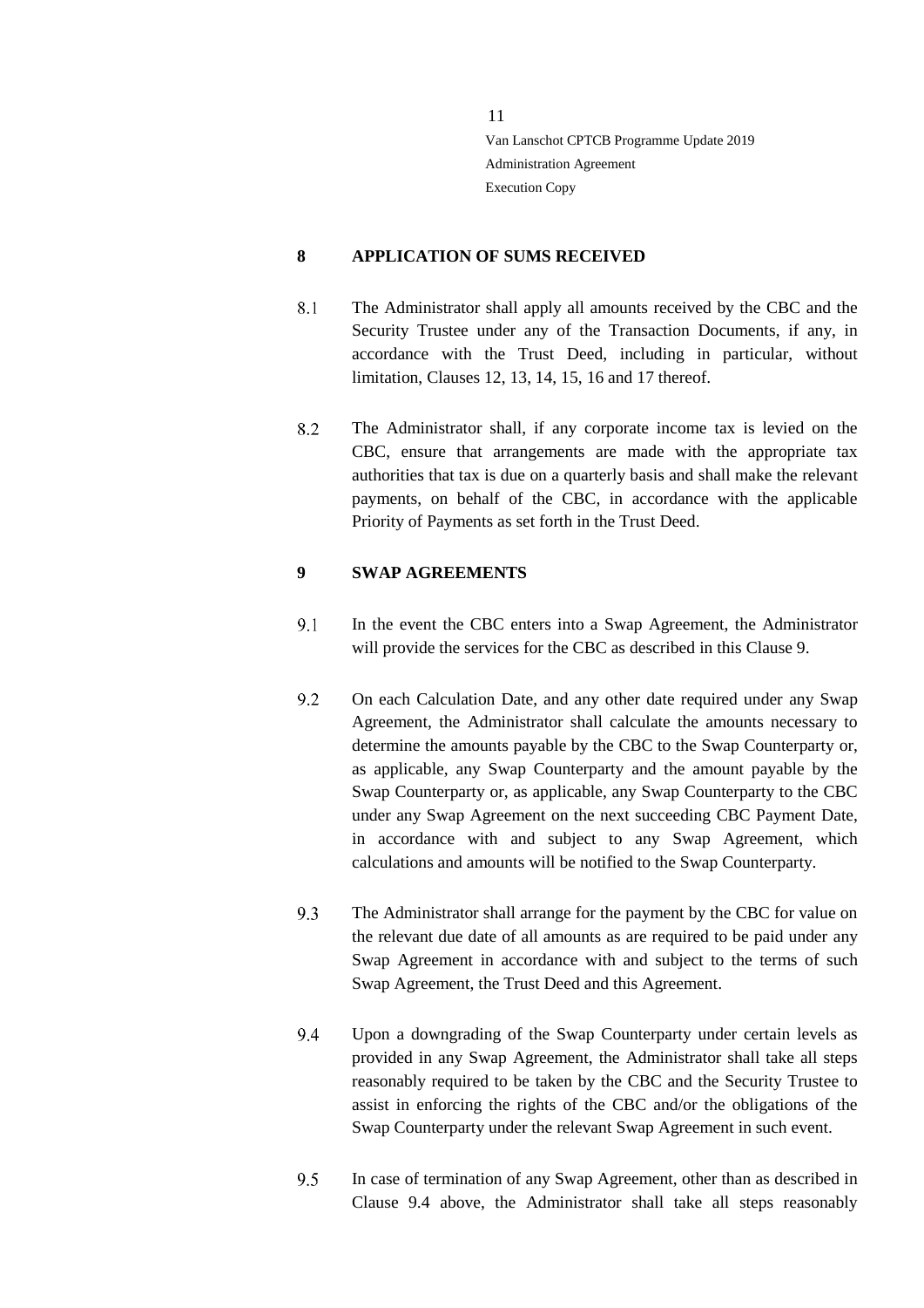## 8 APPLICATION OF SUMS RECEIVED

8.1 The Administrator shall apply all amounts received by the CBC and the Security Trustee under any of the Transaction Documents, if any, in accordance with the Trust Deed, including in particular, without limitation, Clauses 12, 13, 14, 15, 16 and 17 thereof.

8.2 The Administrator shall, if any corporate income tax is levied on the CBC, ensure that arrangements are made with the appropriate tax authorities that tax is due on a quarterly basis and shall make the relevant payments, on behalf of the CBC, in accordance with the applicable Priority of Payments as set forth in the Trust Deed.

## 9 SWAP AGREEMENTS

9.1 In the event the CBC enters into a Swap Agreement, the Administrator will provide the services for the CBC as described in this Clause 9.

9.2 On each Calculation Date, and any other date required under any Swap Agreement, the Administrator shall calculate the amounts necessary to determine the amounts payable by the CBC to the Swap Counterparty or, as applicable, any Swap Counterparty and the amount payable by the Swap Counterparty or, as applicable, any Swap Counterparty to the CBC under any Swap Agreement on the next succeeding CBC Payment Date, in accordance with and subject to any Swap Agreement, which calculations and amounts will be notified to the Swap Counterparty.

9.3 The Administrator shall arrange for the payment by the CBC for value on the relevant due date of all amounts as are required to be paid under any Swap Agreement in accordance with and subject to the terms of such Swap Agreement, the Trust Deed and this Agreement.

9.4 Upon a downgrading of the Swap Counterparty under certain levels as provided in any Swap Agreement, the Administrator shall take all steps reasonably required to be taken by the CBC and the Security Trustee to assist in enforcing the rights of the CBC and/or the obligations of the Swap Counterparty under the relevant Swap Agreement in such event.

9.5 In case of termination of any Swap Agreement, other than as described in Clause 9.4 above, the Administrator shall take all steps reasonably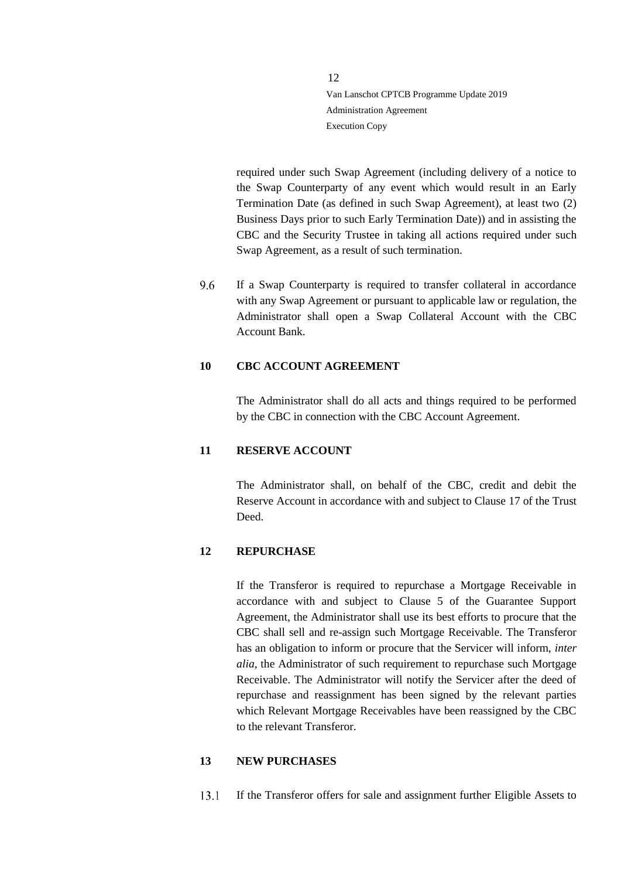required under such Swap Agreement (including delivery of a notice to the Swap Counterparty of any event which would result in an Early Termination Date (as defined in such Swap Agreement), at least two (2) Business Days prior to such Early Termination Date)) and in assisting the CBC and the Security Trustee in taking all actions required under such Swap Agreement, as a result of such termination.

9.6 If a Swap Counterparty is required to transfer collateral in accordance with any Swap Agreement or pursuant to applicable law or regulation, the Administrator shall open a Swap Collateral Account with the CBC Account Bank.

## 10 CBC ACCOUNT AGREEMENT

The Administrator shall do all acts and things required to be performed by the CBC in connection with the CBC Account Agreement.

## 11 RESERVE ACCOUNT

The Administrator shall, on behalf of the CBC, credit and debit the Reserve Account in accordance with and subject to Clause 17 of the Trust Deed.

## 12 REPURCHASE

If the Transferor is required to repurchase a Mortgage Receivable in accordance with and subject to Clause 5 of the Guarantee Support Agreement, the Administrator shall use its best efforts to procure that the CBC shall sell and re-assign such Mortgage Receivable. The Transferor has an obligation to inform or procure that the Servicer will inform, *inter alia*, the Administrator of such requirement to repurchase such Mortgage Receivable. The Administrator will notify the Servicer after the deed of repurchase and reassignment has been signed by the relevant parties which Relevant Mortgage Receivables have been reassigned by the CBC to the relevant Transferor.

## 13 NEW PURCHASES

13.1 If the Transferor offers for sale and assignment further Eligible Assets to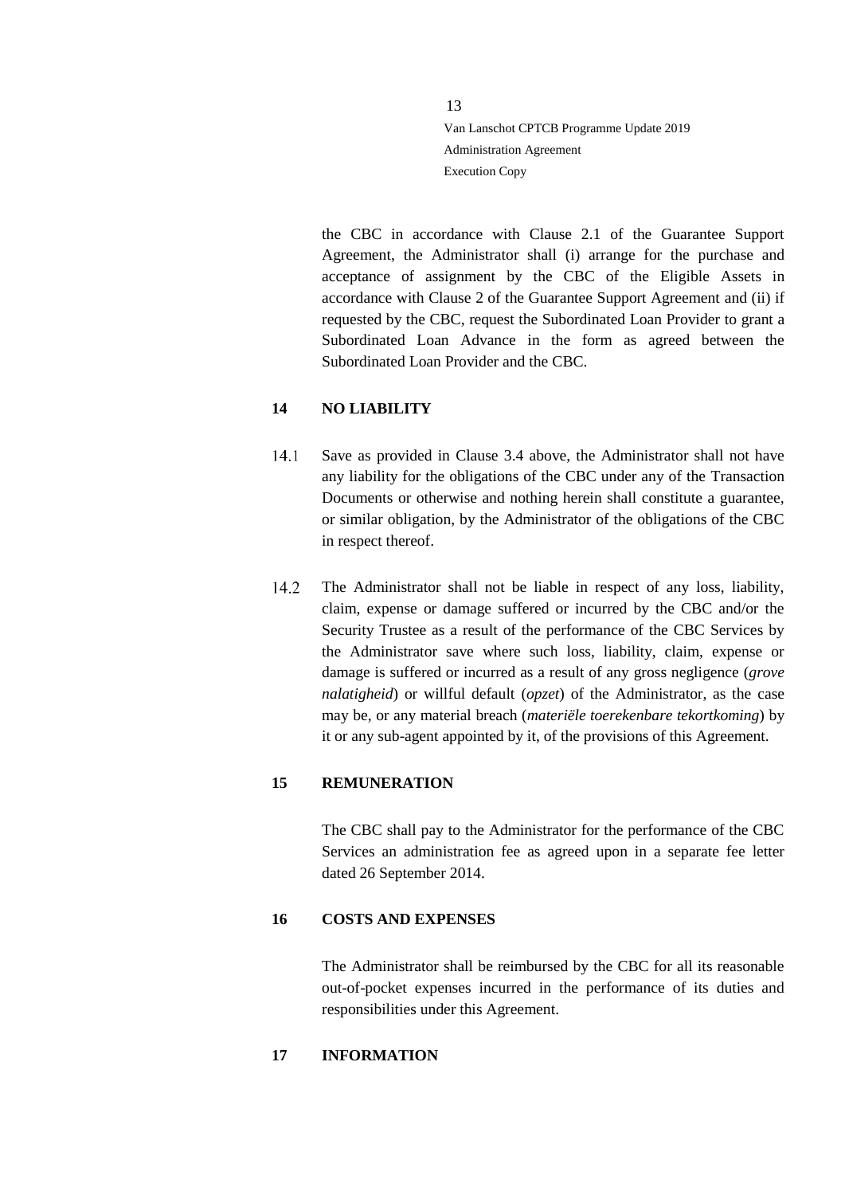the CBC in accordance with Clause 2.1 of the Guarantee Support Agreement, the Administrator shall (i) arrange for the purchase and acceptance of assignment by the CBC of the Eligible Assets in accordance with Clause 2 of the Guarantee Support Agreement and (ii) if requested by the CBC, request the Subordinated Loan Provider to grant a Subordinated Loan Advance in the form as agreed between the Subordinated Loan Provider and the CBC.

## 14 NO LIABILITY

14.1 Save as provided in Clause 3.4 above, the Administrator shall not have any liability for the obligations of the CBC under any of the Transaction Documents or otherwise and nothing herein shall constitute a guarantee, or similar obligation, by the Administrator of the obligations of the CBC in respect thereof.

14.2 The Administrator shall not be liable in respect of any loss, liability, claim, expense or damage suffered or incurred by the CBC and/or the Security Trustee as a result of the performance of the CBC Services by the Administrator save where such loss, liability, claim, expense or damage is suffered or incurred as a result of any gross negligence (*grove nalatigheid*) or willful default (*opzet*) of the Administrator, as the case may be, or any material breach (*materiële toerekenbare tekortkoming*) by it or any sub-agent appointed by it, of the provisions of this Agreement.

## 15 REMUNERATION

The CBC shall pay to the Administrator for the performance of the CBC Services an administration fee as agreed upon in a separate fee letter dated 26 September 2014.

## 16 COSTS AND EXPENSES

The Administrator shall be reimbursed by the CBC for all its reasonable out-of-pocket expenses incurred in the performance of its duties and responsibilities under this Agreement.

## 17 INFORMATION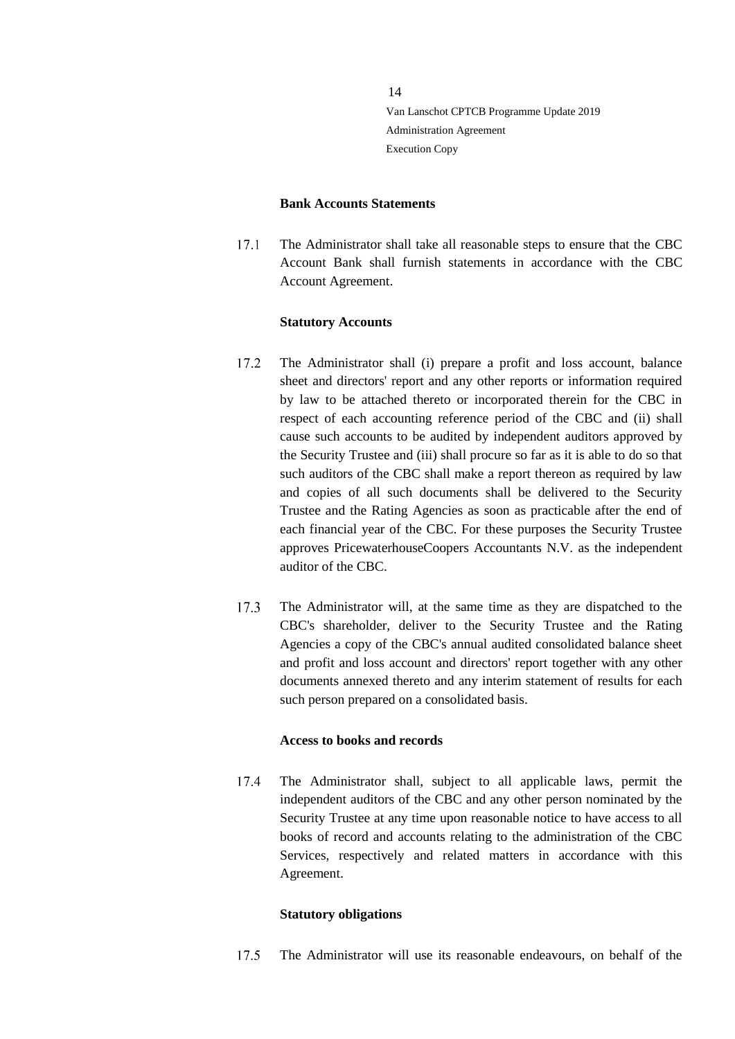**Bank Accounts Statements**

17.1 The Administrator shall take all reasonable steps to ensure that the CBC Account Bank shall furnish statements in accordance with the CBC Account Agreement.

**Statutory Accounts**

17.2 The Administrator shall (i) prepare a profit and loss account, balance sheet and directors' report and any other reports or information required by law to be attached thereto or incorporated therein for the CBC in respect of each accounting reference period of the CBC and (ii) shall cause such accounts to be audited by independent auditors approved by the Security Trustee and (iii) shall procure so far as it is able to do so that such auditors of the CBC shall make a report thereon as required by law and copies of all such documents shall be delivered to the Security Trustee and the Rating Agencies as soon as practicable after the end of each financial year of the CBC. For these purposes the Security Trustee approves PricewaterhouseCoopers Accountants N.V. as the independent auditor of the CBC.

17.3 The Administrator will, at the same time as they are dispatched to the CBC's shareholder, deliver to the Security Trustee and the Rating Agencies a copy of the CBC's annual audited consolidated balance sheet and profit and loss account and directors' report together with any other documents annexed thereto and any interim statement of results for each such person prepared on a consolidated basis.

**Access to books and records**

17.4 The Administrator shall, subject to all applicable laws, permit the independent auditors of the CBC and any other person nominated by the Security Trustee at any time upon reasonable notice to have access to all books of record and accounts relating to the administration of the CBC Services, respectively and related matters in accordance with this Agreement.

**Statutory obligations**

17.5 The Administrator will use its reasonable endeavours, on behalf of the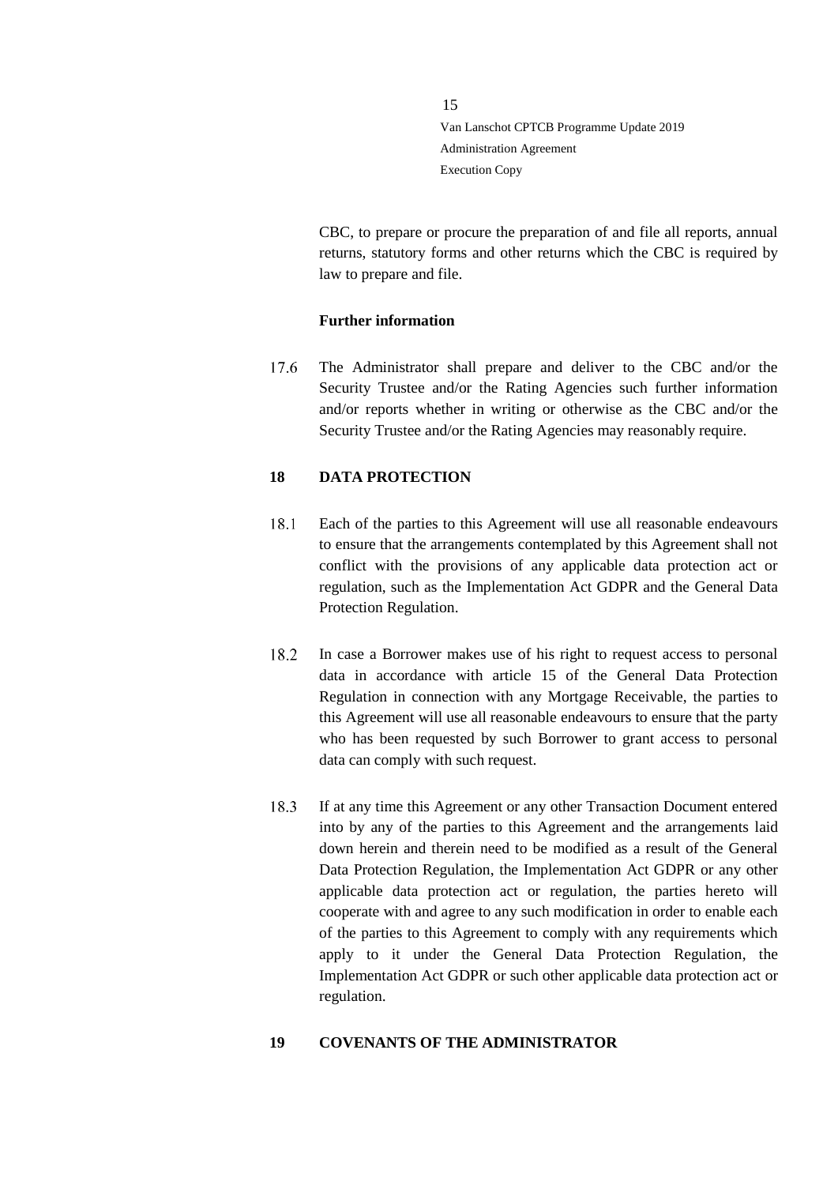CBC, to prepare or procure the preparation of and file all reports, annual returns, statutory forms and other returns which the CBC is required by law to prepare and file.

**Further information**

17.6 The Administrator shall prepare and deliver to the CBC and/or the Security Trustee and/or the Rating Agencies such further information and/or reports whether in writing or otherwise as the CBC and/or the Security Trustee and/or the Rating Agencies may reasonably require.

## 18 DATA PROTECTION

18.1 Each of the parties to this Agreement will use all reasonable endeavours to ensure that the arrangements contemplated by this Agreement shall not conflict with the provisions of any applicable data protection act or regulation, such as the Implementation Act GDPR and the General Data Protection Regulation.

18.2 In case a Borrower makes use of his right to request access to personal data in accordance with article 15 of the General Data Protection Regulation in connection with any Mortgage Receivable, the parties to this Agreement will use all reasonable endeavours to ensure that the party who has been requested by such Borrower to grant access to personal data can comply with such request.

18.3 If at any time this Agreement or any other Transaction Document entered into by any of the parties to this Agreement and the arrangements laid down herein and therein need to be modified as a result of the General Data Protection Regulation, the Implementation Act GDPR or any other applicable data protection act or regulation, the parties hereto will cooperate with and agree to any such modification in order to enable each of the parties to this Agreement to comply with any requirements which apply to it under the General Data Protection Regulation, the Implementation Act GDPR or such other applicable data protection act or regulation.

## 19 COVENANTS OF THE ADMINISTRATOR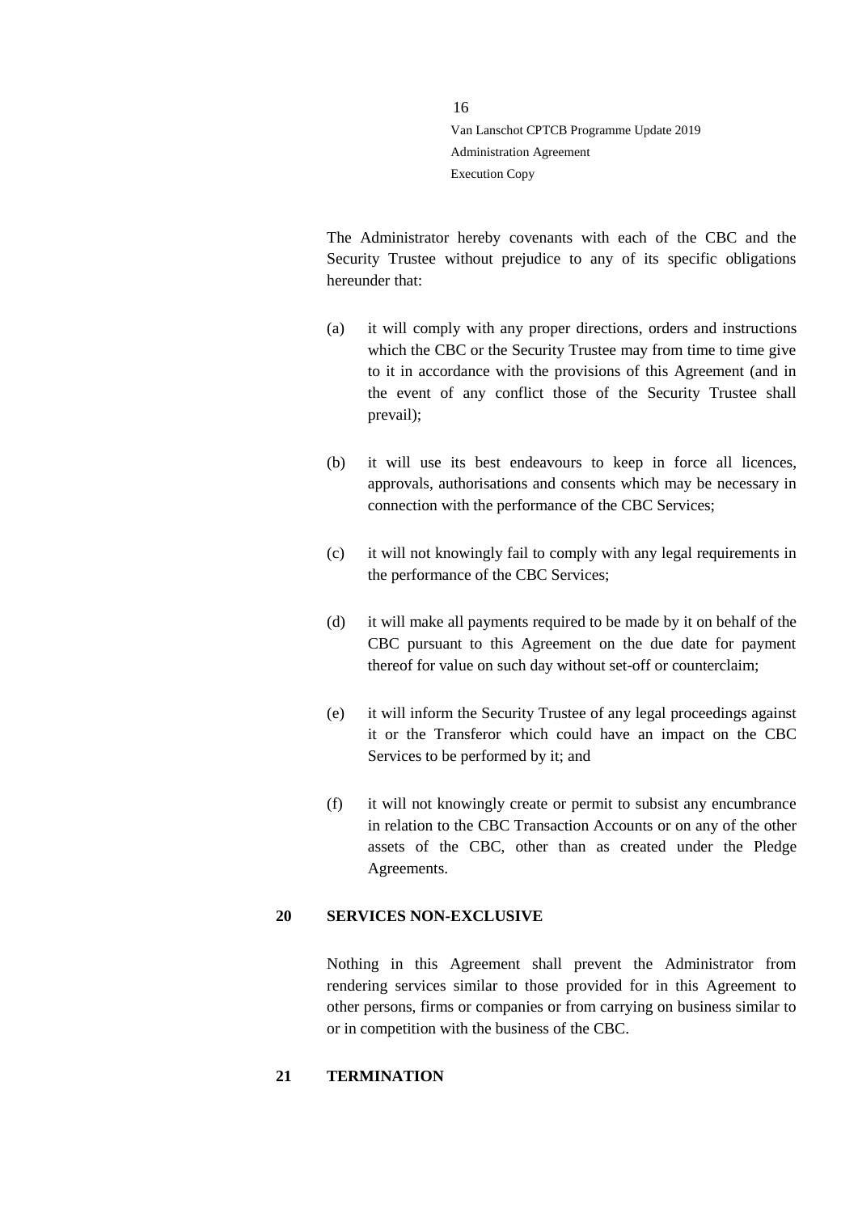The Administrator hereby covenants with each of the CBC and the Security Trustee without prejudice to any of its specific obligations hereunder that:

(a) it will comply with any proper directions, orders and instructions which the CBC or the Security Trustee may from time to time give to it in accordance with the provisions of this Agreement (and in the event of any conflict those of the Security Trustee shall prevail);

(b) it will use its best endeavours to keep in force all licences, approvals, authorisations and consents which may be necessary in connection with the performance of the CBC Services;

(c) it will not knowingly fail to comply with any legal requirements in the performance of the CBC Services;

(d) it will make all payments required to be made by it on behalf of the CBC pursuant to this Agreement on the due date for payment thereof for value on such day without set-off or counterclaim;

(e) it will inform the Security Trustee of any legal proceedings against it or the Transferor which could have an impact on the CBC Services to be performed by it; and

(f) it will not knowingly create or permit to subsist any encumbrance in relation to the CBC Transaction Accounts or on any of the other assets of the CBC, other than as created under the Pledge Agreements.

## 20 SERVICES NON-EXCLUSIVE

Nothing in this Agreement shall prevent the Administrator from rendering services similar to those provided for in this Agreement to other persons, firms or companies or from carrying on business similar to or in competition with the business of the CBC.

## 21 TERMINATION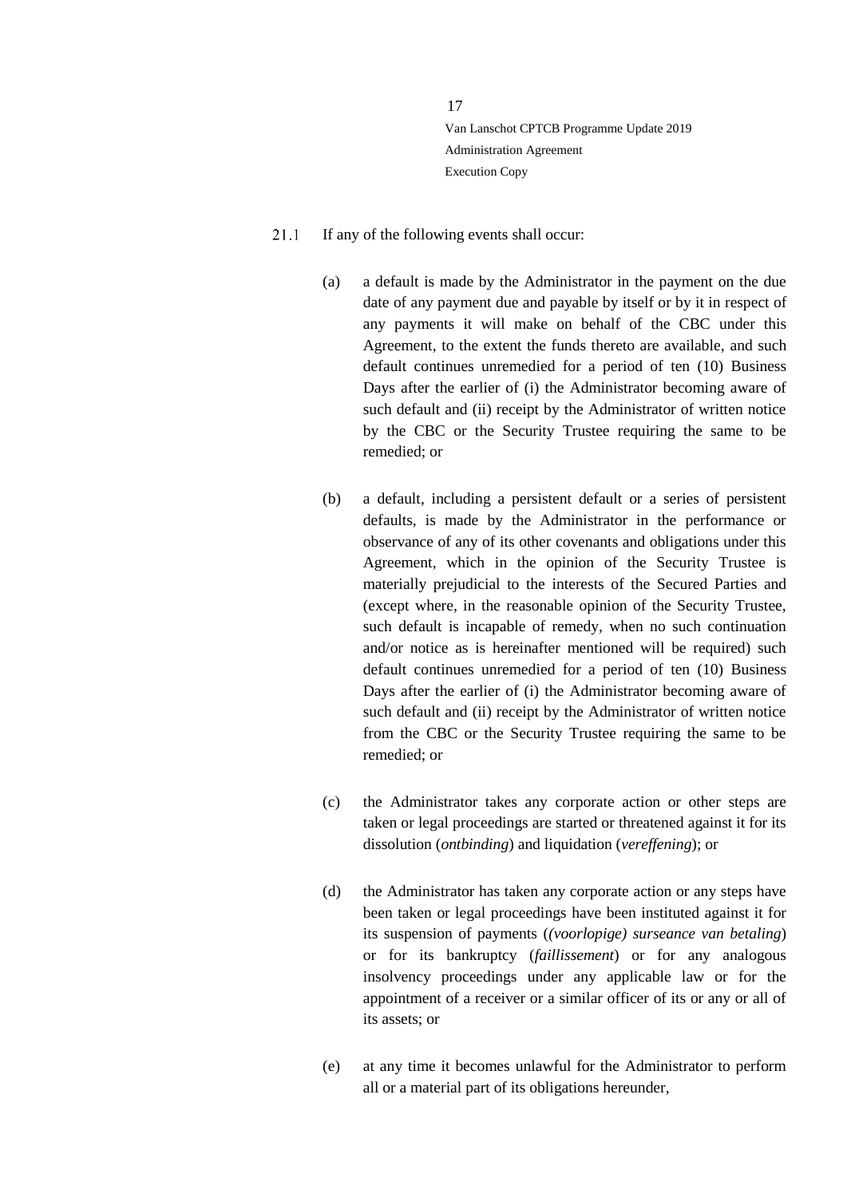21.1 If any of the following events shall occur:

(a) a default is made by the Administrator in the payment on the due date of any payment due and payable by itself or by it in respect of any payments it will make on behalf of the CBC under this Agreement, to the extent the funds thereto are available, and such default continues unremedied for a period of ten (10) Business Days after the earlier of (i) the Administrator becoming aware of such default and (ii) receipt by the Administrator of written notice by the CBC or the Security Trustee requiring the same to be remedied; or

(b) a default, including a persistent default or a series of persistent defaults, is made by the Administrator in the performance or observance of any of its other covenants and obligations under this Agreement, which in the opinion of the Security Trustee is materially prejudicial to the interests of the Secured Parties and (except where, in the reasonable opinion of the Security Trustee, such default is incapable of remedy, when no such continuation and/or notice as is hereinafter mentioned will be required) such default continues unremedied for a period of ten (10) Business Days after the earlier of (i) the Administrator becoming aware of such default and (ii) receipt by the Administrator of written notice from the CBC or the Security Trustee requiring the same to be remedied; or

(c) the Administrator takes any corporate action or other steps are taken or legal proceedings are started or threatened against it for its dissolution (*ontbinding*) and liquidation (*vereffening*); or

(d) the Administrator has taken any corporate action or any steps have been taken or legal proceedings have been instituted against it for its suspension of payments (*(voorlopige) surseance van betaling*) or for its bankruptcy (*faillissement*) or for any analogous insolvency proceedings under any applicable law or for the appointment of a receiver or a similar officer of its or any or all of its assets; or

(e) at any time it becomes unlawful for the Administrator to perform all or a material part of its obligations hereunder,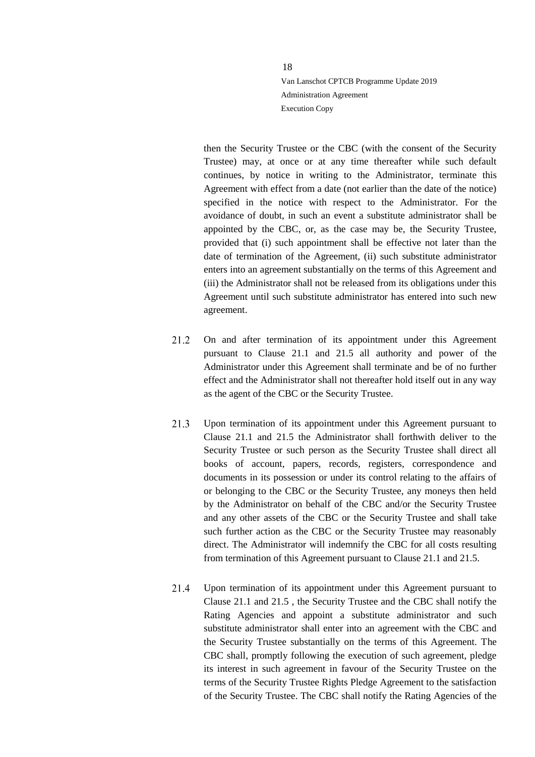then the Security Trustee or the CBC (with the consent of the Security Trustee) may, at once or at any time thereafter while such default continues, by notice in writing to the Administrator, terminate this Agreement with effect from a date (not earlier than the date of the notice) specified in the notice with respect to the Administrator. For the avoidance of doubt, in such an event a substitute administrator shall be appointed by the CBC, or, as the case may be, the Security Trustee, provided that (i) such appointment shall be effective not later than the date of termination of the Agreement, (ii) such substitute administrator enters into an agreement substantially on the terms of this Agreement and (iii) the Administrator shall not be released from its obligations under this Agreement until such substitute administrator has entered into such new agreement.

21.2 On and after termination of its appointment under this Agreement pursuant to Clause 21.1 and 21.5 all authority and power of the Administrator under this Agreement shall terminate and be of no further effect and the Administrator shall not thereafter hold itself out in any way as the agent of the CBC or the Security Trustee.

21.3 Upon termination of its appointment under this Agreement pursuant to Clause 21.1 and 21.5 the Administrator shall forthwith deliver to the Security Trustee or such person as the Security Trustee shall direct all books of account, papers, records, registers, correspondence and documents in its possession or under its control relating to the affairs of or belonging to the CBC or the Security Trustee, any moneys then held by the Administrator on behalf of the CBC and/or the Security Trustee and any other assets of the CBC or the Security Trustee and shall take such further action as the CBC or the Security Trustee may reasonably direct. The Administrator will indemnify the CBC for all costs resulting from termination of this Agreement pursuant to Clause 21.1 and 21.5.

21.4 Upon termination of its appointment under this Agreement pursuant to Clause 21.1 and 21.5 , the Security Trustee and the CBC shall notify the Rating Agencies and appoint a substitute administrator and such substitute administrator shall enter into an agreement with the CBC and the Security Trustee substantially on the terms of this Agreement. The CBC shall, promptly following the execution of such agreement, pledge its interest in such agreement in favour of the Security Trustee on the terms of the Security Trustee Rights Pledge Agreement to the satisfaction of the Security Trustee. The CBC shall notify the Rating Agencies of the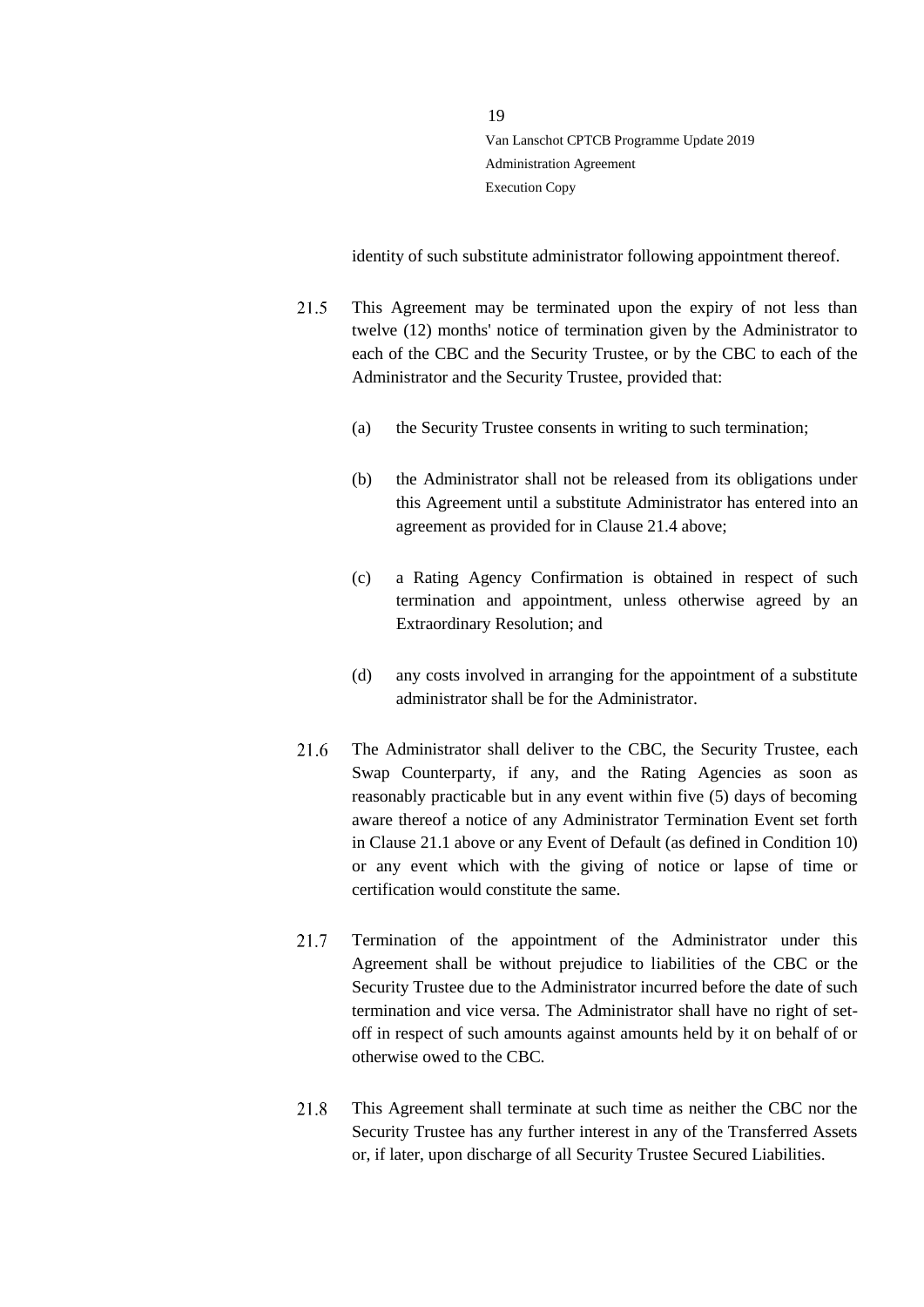identity of such substitute administrator following appointment thereof.

21.5 This Agreement may be terminated upon the expiry of not less than twelve (12) months' notice of termination given by the Administrator to each of the CBC and the Security Trustee, or by the CBC to each of the Administrator and the Security Trustee, provided that:

(a) the Security Trustee consents in writing to such termination;

(b) the Administrator shall not be released from its obligations under this Agreement until a substitute Administrator has entered into an agreement as provided for in Clause 21.4 above;

(c) a Rating Agency Confirmation is obtained in respect of such termination and appointment, unless otherwise agreed by an Extraordinary Resolution; and

(d) any costs involved in arranging for the appointment of a substitute administrator shall be for the Administrator.

21.6 The Administrator shall deliver to the CBC, the Security Trustee, each Swap Counterparty, if any, and the Rating Agencies as soon as reasonably practicable but in any event within five (5) days of becoming aware thereof a notice of any Administrator Termination Event set forth in Clause 21.1 above or any Event of Default (as defined in Condition 10) or any event which with the giving of notice or lapse of time or certification would constitute the same.

21.7 Termination of the appointment of the Administrator under this Agreement shall be without prejudice to liabilities of the CBC or the Security Trustee due to the Administrator incurred before the date of such termination and vice versa. The Administrator shall have no right of set-off in respect of such amounts against amounts held by it on behalf of or otherwise owed to the CBC.

21.8 This Agreement shall terminate at such time as neither the CBC nor the Security Trustee has any further interest in any of the Transferred Assets or, if later, upon discharge of all Security Trustee Secured Liabilities.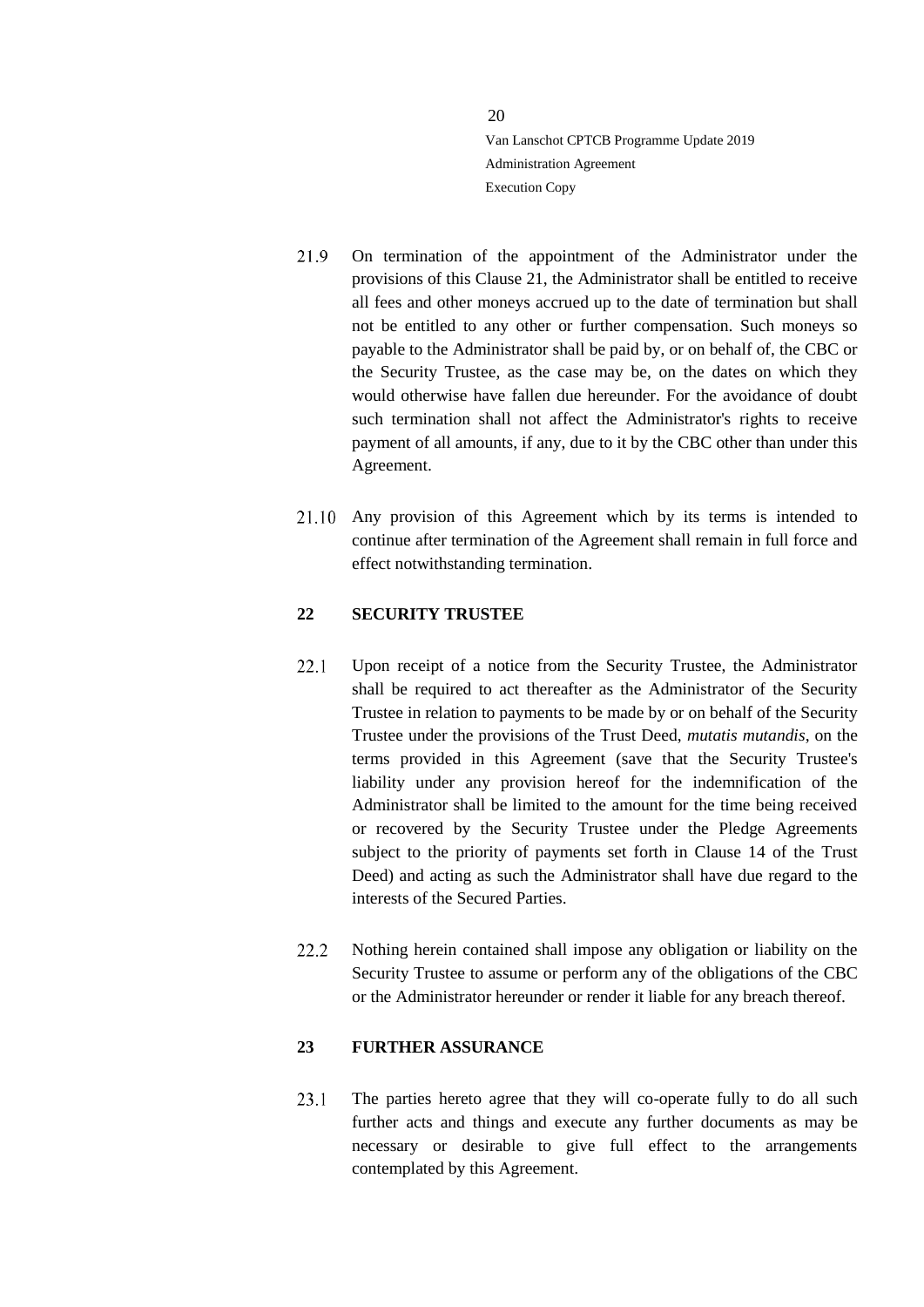21.9 On termination of the appointment of the Administrator under the provisions of this Clause 21, the Administrator shall be entitled to receive all fees and other moneys accrued up to the date of termination but shall not be entitled to any other or further compensation. Such moneys so payable to the Administrator shall be paid by, or on behalf of, the CBC or the Security Trustee, as the case may be, on the dates on which they would otherwise have fallen due hereunder. For the avoidance of doubt such termination shall not affect the Administrator's rights to receive payment of all amounts, if any, due to it by the CBC other than under this Agreement.

21.10 Any provision of this Agreement which by its terms is intended to continue after termination of the Agreement shall remain in full force and effect notwithstanding termination.

## 22 SECURITY TRUSTEE

22.1 Upon receipt of a notice from the Security Trustee, the Administrator shall be required to act thereafter as the Administrator of the Security Trustee in relation to payments to be made by or on behalf of the Security Trustee under the provisions of the Trust Deed, *mutatis mutandis*, on the terms provided in this Agreement (save that the Security Trustee's liability under any provision hereof for the indemnification of the Administrator shall be limited to the amount for the time being received or recovered by the Security Trustee under the Pledge Agreements subject to the priority of payments set forth in Clause 14 of the Trust Deed) and acting as such the Administrator shall have due regard to the interests of the Secured Parties.

22.2 Nothing herein contained shall impose any obligation or liability on the Security Trustee to assume or perform any of the obligations of the CBC or the Administrator hereunder or render it liable for any breach thereof.

## 23 FURTHER ASSURANCE

23.1 The parties hereto agree that they will co-operate fully to do all such further acts and things and execute any further documents as may be necessary or desirable to give full effect to the arrangements contemplated by this Agreement.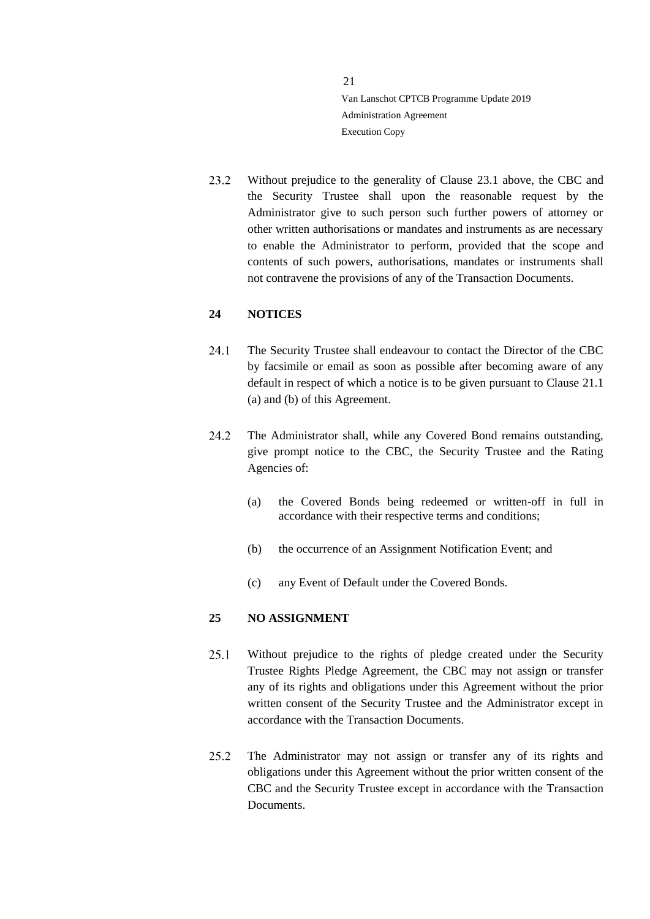23.2 Without prejudice to the generality of Clause 23.1 above, the CBC and the Security Trustee shall upon the reasonable request by the Administrator give to such person such further powers of attorney or other written authorisations or mandates and instruments as are necessary to enable the Administrator to perform, provided that the scope and contents of such powers, authorisations, mandates or instruments shall not contravene the provisions of any of the Transaction Documents.

## 24 NOTICES

24.1 The Security Trustee shall endeavour to contact the Director of the CBC by facsimile or email as soon as possible after becoming aware of any default in respect of which a notice is to be given pursuant to Clause 21.1 (a) and (b) of this Agreement.

24.2 The Administrator shall, while any Covered Bond remains outstanding, give prompt notice to the CBC, the Security Trustee and the Rating Agencies of:

(a) the Covered Bonds being redeemed or written-off in full in accordance with their respective terms and conditions;

(b) the occurrence of an Assignment Notification Event; and

(c) any Event of Default under the Covered Bonds.

## 25 NO ASSIGNMENT

25.1 Without prejudice to the rights of pledge created under the Security Trustee Rights Pledge Agreement, the CBC may not assign or transfer any of its rights and obligations under this Agreement without the prior written consent of the Security Trustee and the Administrator except in accordance with the Transaction Documents.

25.2 The Administrator may not assign or transfer any of its rights and obligations under this Agreement without the prior written consent of the CBC and the Security Trustee except in accordance with the Transaction Documents.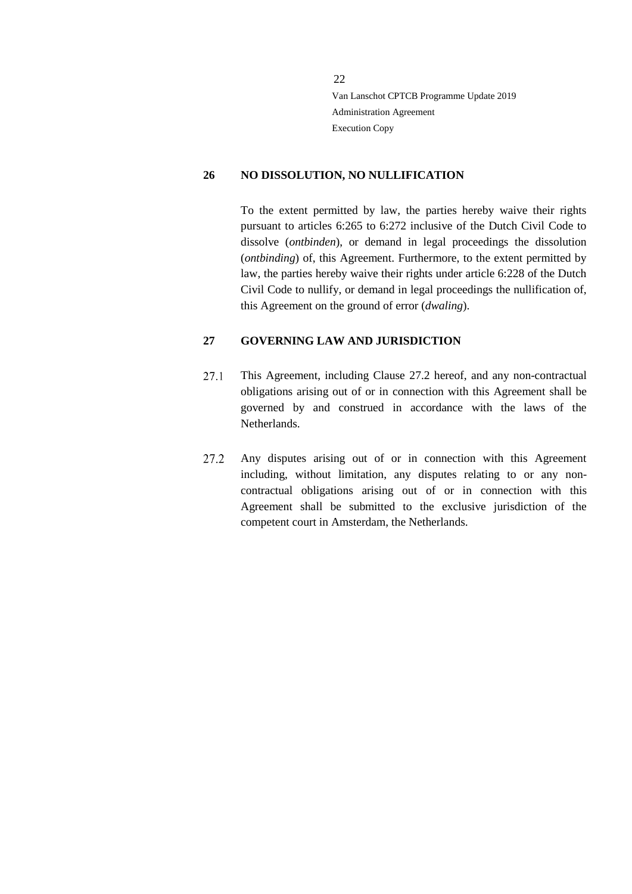## 26 NO DISSOLUTION, NO NULLIFICATION

To the extent permitted by law, the parties hereby waive their rights pursuant to articles 6:265 to 6:272 inclusive of the Dutch Civil Code to dissolve (*ontbinden*), or demand in legal proceedings the dissolution (*ontbinding*) of, this Agreement. Furthermore, to the extent permitted by law, the parties hereby waive their rights under article 6:228 of the Dutch Civil Code to nullify, or demand in legal proceedings the nullification of, this Agreement on the ground of error (*dwaling*).

## 27 GOVERNING LAW AND JURISDICTION

27.1 This Agreement, including Clause 27.2 hereof, and any non-contractual obligations arising out of or in connection with this Agreement shall be governed by and construed in accordance with the laws of the Netherlands.

27.2 Any disputes arising out of or in connection with this Agreement including, without limitation, any disputes relating to or any non-contractual obligations arising out of or in connection with this Agreement shall be submitted to the exclusive jurisdiction of the competent court in Amsterdam, the Netherlands.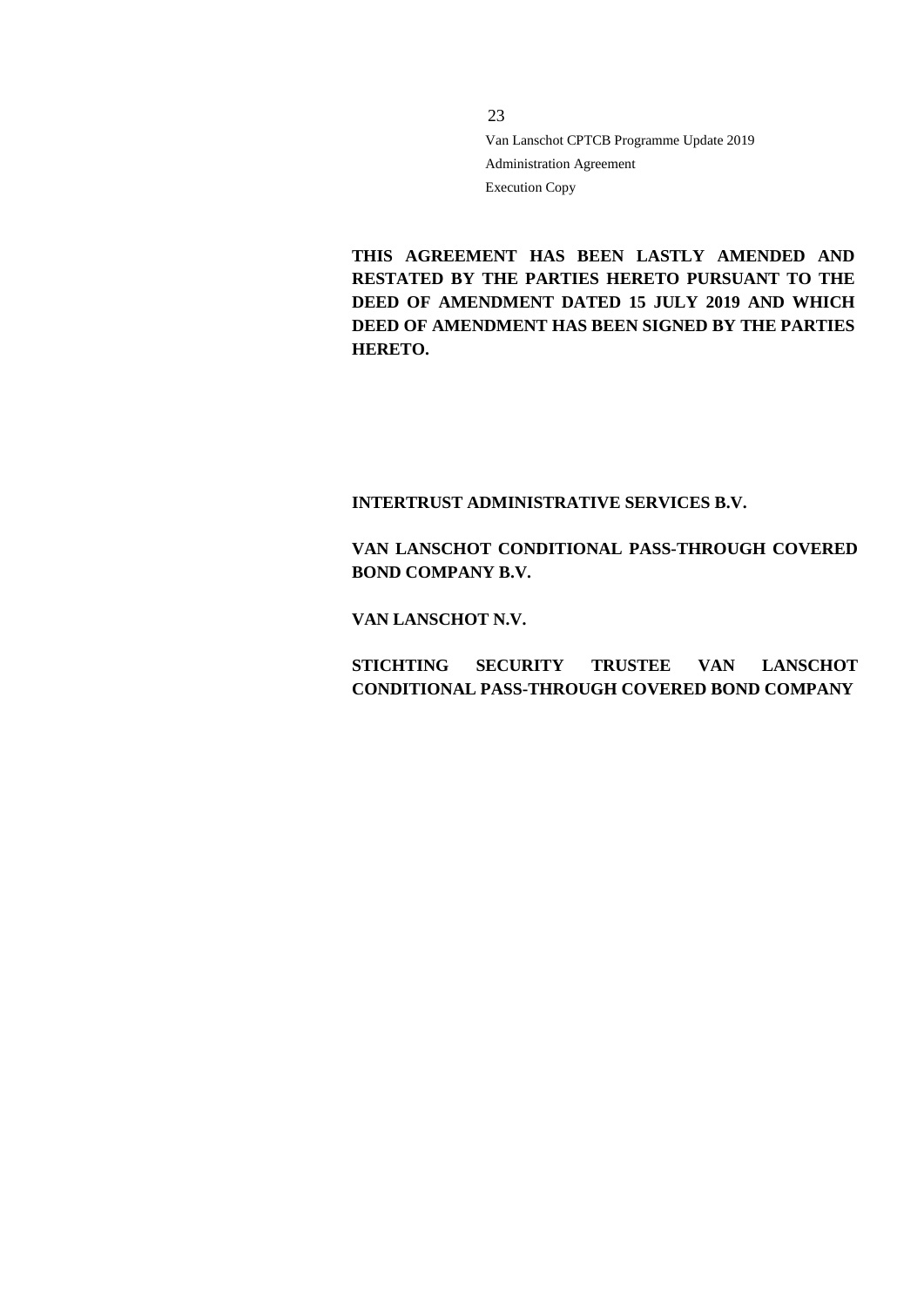Van Lanschot CPTCB Programme Update 2019

Administration Agreement

Execution Copy

**THIS AGREEMENT HAS BEEN LASTLY AMENDED AND RESTATED BY THE PARTIES HERETO PURSUANT TO THE DEED OF AMENDMENT DATED 15 JULY 2019 AND WHICH DEED OF AMENDMENT HAS BEEN SIGNED BY THE PARTIES HERETO.**

**INTERTRUST ADMINISTRATIVE SERVICES B.V.**

**VAN LANSCHOT CONDITIONAL PASS-THROUGH COVERED BOND COMPANY B.V.**

**VAN LANSCHOT N.V.**

**STICHTING SECURITY TRUSTEE VAN LANSCHOT CONDITIONAL PASS-THROUGH COVERED BOND COMPANY**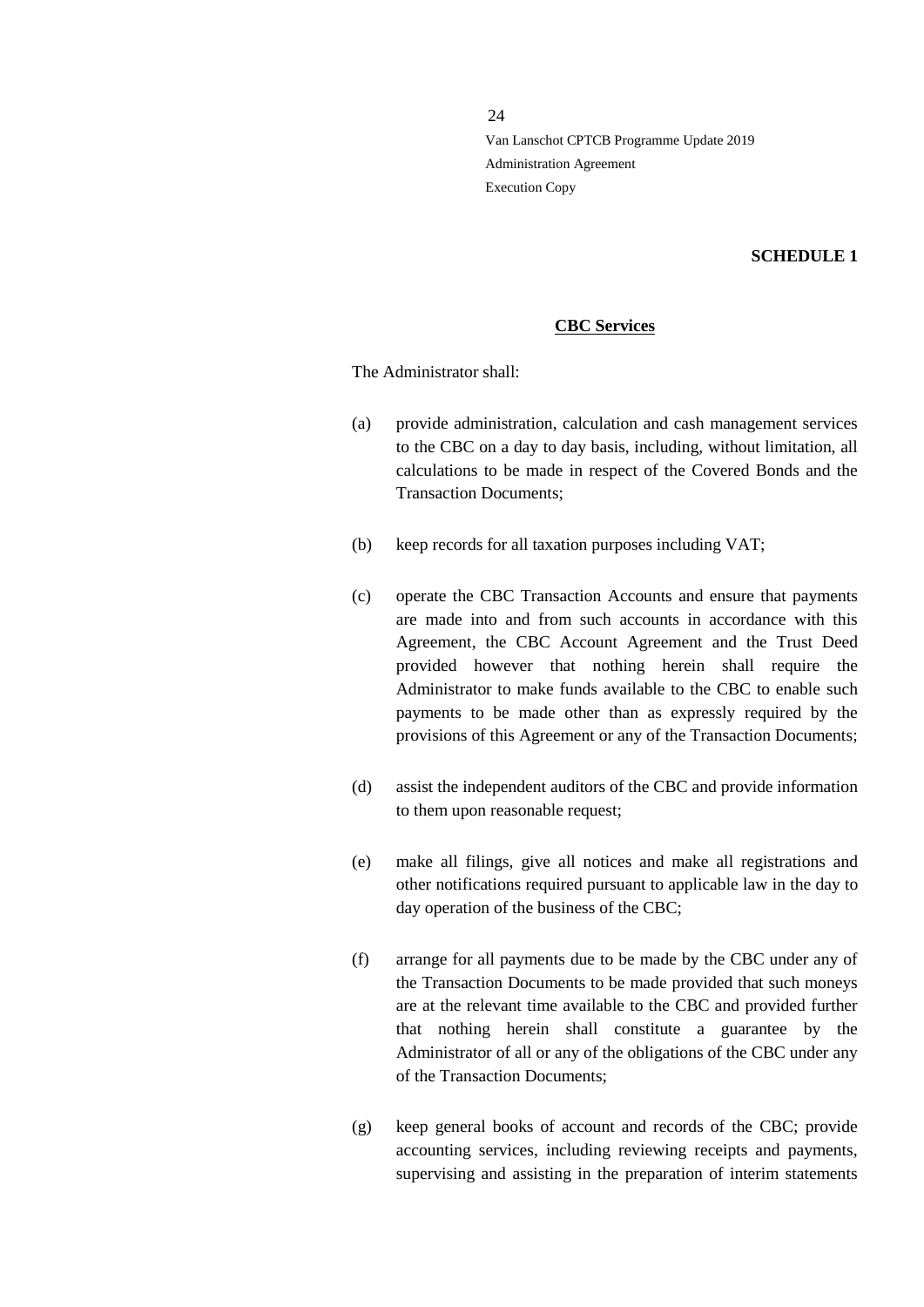**SCHEDULE 1**

**CBC Services**

The Administrator shall:

(a) provide administration, calculation and cash management services to the CBC on a day to day basis, including, without limitation, all calculations to be made in respect of the Covered Bonds and the Transaction Documents;

(b) keep records for all taxation purposes including VAT;

(c) operate the CBC Transaction Accounts and ensure that payments are made into and from such accounts in accordance with this Agreement, the CBC Account Agreement and the Trust Deed provided however that nothing herein shall require the Administrator to make funds available to the CBC to enable such payments to be made other than as expressly required by the provisions of this Agreement or any of the Transaction Documents;

(d) assist the independent auditors of the CBC and provide information to them upon reasonable request;

(e) make all filings, give all notices and make all registrations and other notifications required pursuant to applicable law in the day to day operation of the business of the CBC;

(f) arrange for all payments due to be made by the CBC under any of the Transaction Documents to be made provided that such moneys are at the relevant time available to the CBC and provided further that nothing herein shall constitute a guarantee by the Administrator of all or any of the obligations of the CBC under any of the Transaction Documents;

(g) keep general books of account and records of the CBC; provide accounting services, including reviewing receipts and payments, supervising and assisting in the preparation of interim statements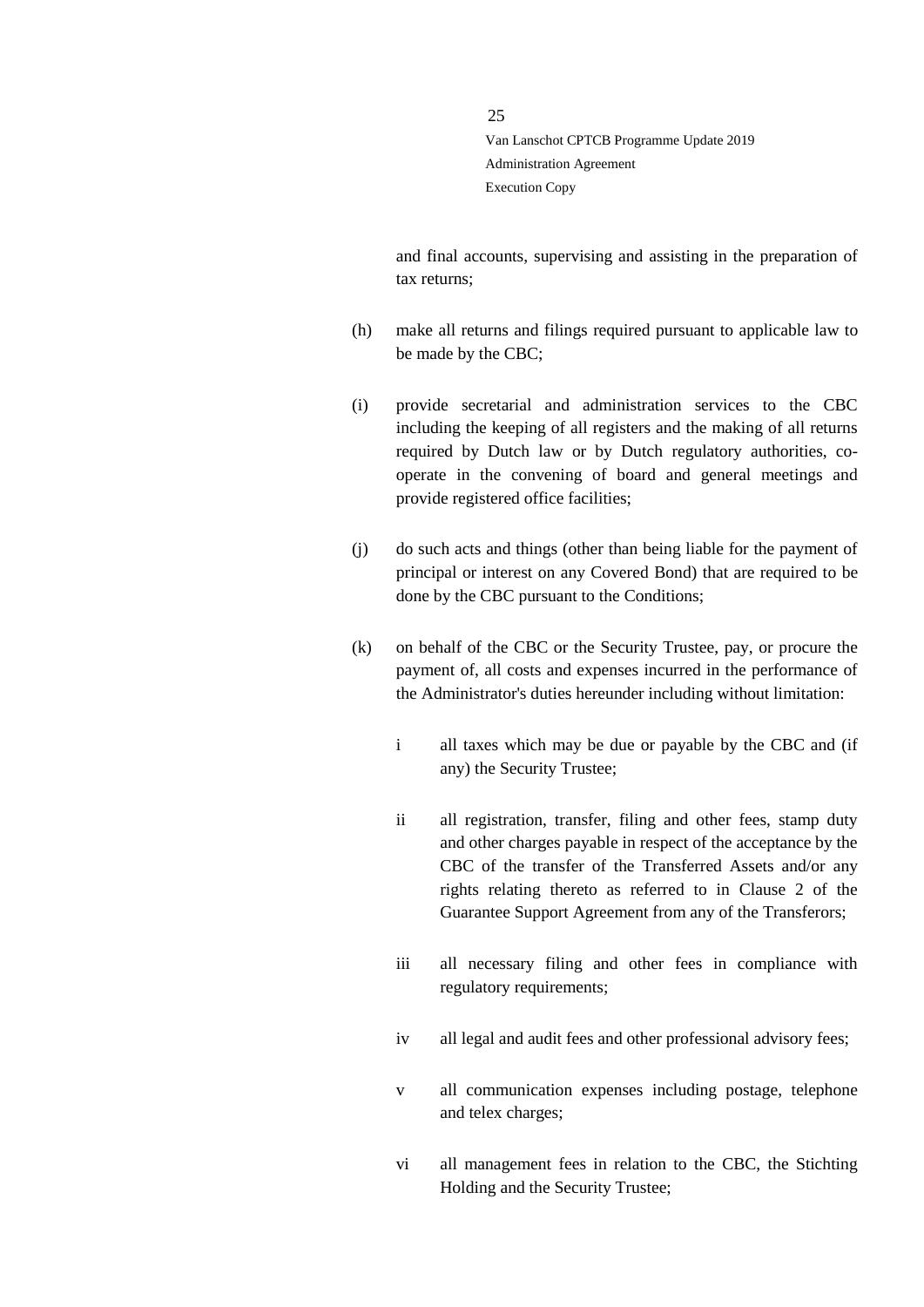and final accounts, supervising and assisting in the preparation of tax returns;

(h) make all returns and filings required pursuant to applicable law to be made by the CBC;

(i) provide secretarial and administration services to the CBC including the keeping of all registers and the making of all returns required by Dutch law or by Dutch regulatory authorities, co-operate in the convening of board and general meetings and provide registered office facilities;

(j) do such acts and things (other than being liable for the payment of principal or interest on any Covered Bond) that are required to be done by the CBC pursuant to the Conditions;

(k) on behalf of the CBC or the Security Trustee, pay, or procure the payment of, all costs and expenses incurred in the performance of the Administrator's duties hereunder including without limitation:

   i all taxes which may be due or payable by the CBC and (if any) the Security Trustee;

   ii all registration, transfer, filing and other fees, stamp duty and other charges payable in respect of the acceptance by the CBC of the transfer of the Transferred Assets and/or any rights relating thereto as referred to in Clause 2 of the Guarantee Support Agreement from any of the Transferors;

   iii all necessary filing and other fees in compliance with regulatory requirements;

   iv all legal and audit fees and other professional advisory fees;

   v all communication expenses including postage, telephone and telex charges;

   vi all management fees in relation to the CBC, the Stichting Holding and the Security Trustee;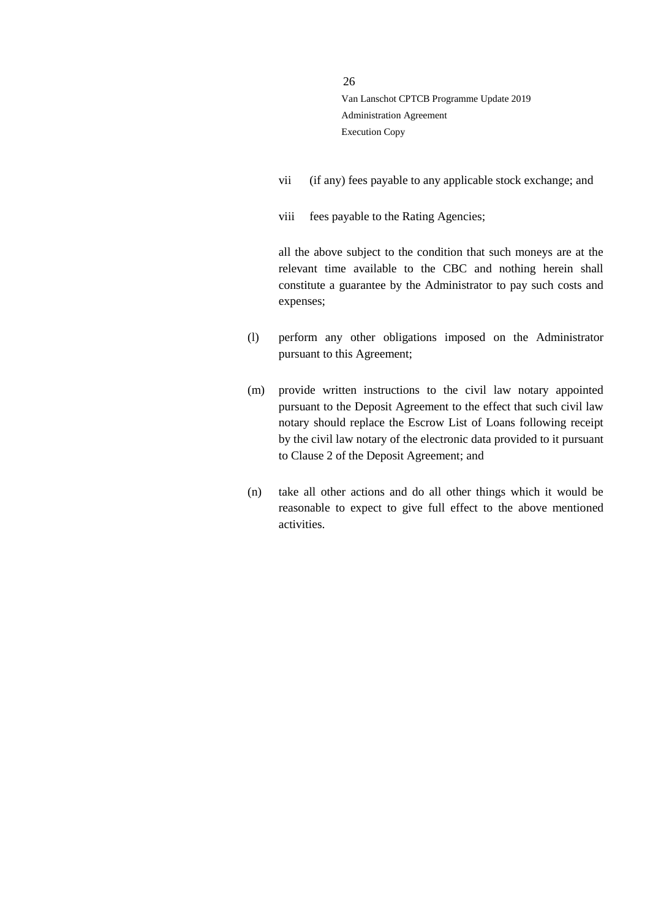vii (if any) fees payable to any applicable stock exchange; and

viii fees payable to the Rating Agencies;

all the above subject to the condition that such moneys are at the relevant time available to the CBC and nothing herein shall constitute a guarantee by the Administrator to pay such costs and expenses;

(l) perform any other obligations imposed on the Administrator pursuant to this Agreement;

(m) provide written instructions to the civil law notary appointed pursuant to the Deposit Agreement to the effect that such civil law notary should replace the Escrow List of Loans following receipt by the civil law notary of the electronic data provided to it pursuant to Clause 2 of the Deposit Agreement; and

(n) take all other actions and do all other things which it would be reasonable to expect to give full effect to the above mentioned activities.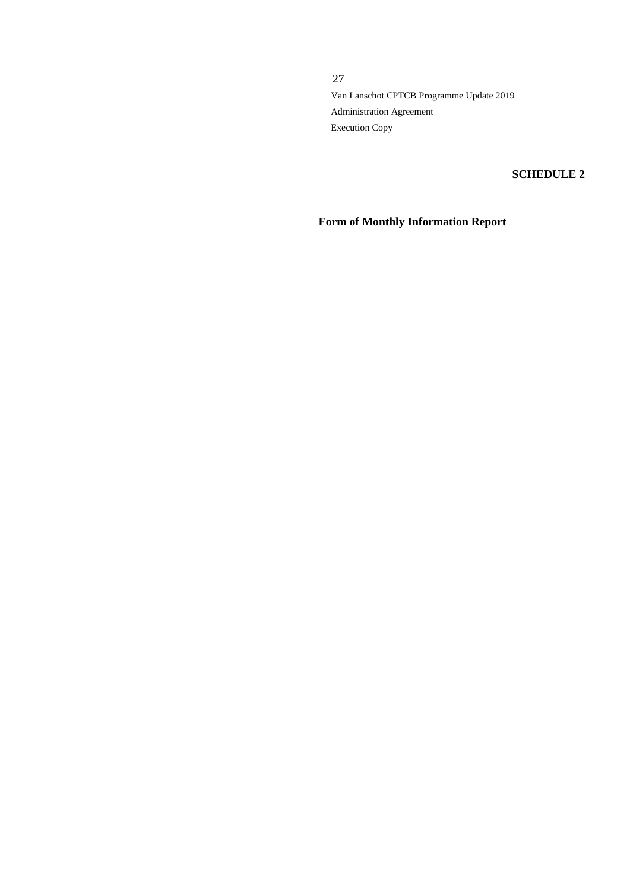## SCHEDULE 2

### Form of Monthly Information Report